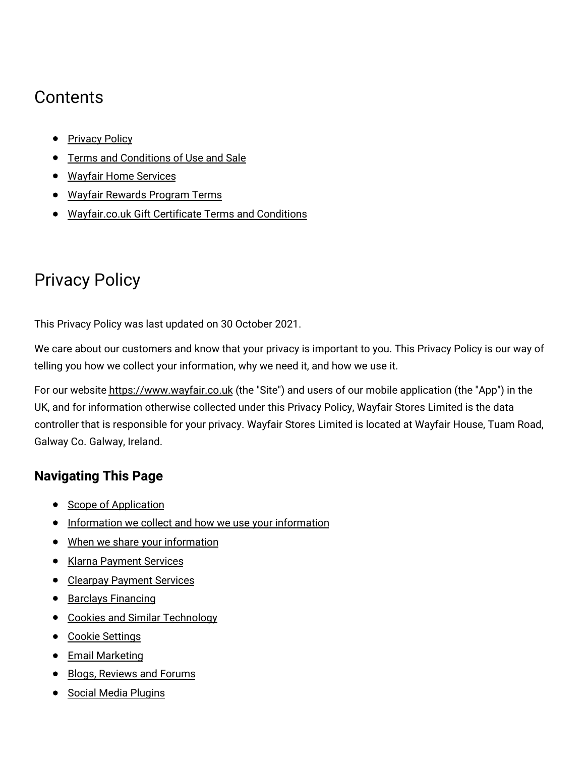# Contents

- [Privacy Policy](#)
- [Terms and Conditions of Use and Sale](#)
- [Wayfair Home Services](#)
- [Wayfair Rewards Program Terms](#)
- [Wayfair.co.uk Gift Certificate Terms and Conditions](#)

# Privacy Policy

This Privacy Policy was last updated on 30 October 2021.

We care about our customers and know that your privacy is important to you. This Privacy Policy is our way of telling you how we collect your information, why we need it, and how we use it.

For our website https://www.wayfair.co.uk (the "Site") and users of our mobile application (the "App") in the UK, and for information otherwise collected under this Privacy Policy, Wayfair Stores Limited is the data controller that is responsible for your privacy. Wayfair Stores Limited is located at Wayfair House, Tuam Road, Galway Co. Galway, Ireland.

### Navigating This Page

- [Scope of Application](#)
- [Information we collect and how we use your information](#)
- [When we share your information](#)
- [Klarna Payment Services](#)
- [Clearpay Payment Services](#)
- [Barclays Financing](#)
- [Cookies and Similar Technology](#)
- [Cookie Settings](#)
- [Email Marketing](#)
- [Blogs, Reviews and Forums](#)
- [Social Media Plugins](#)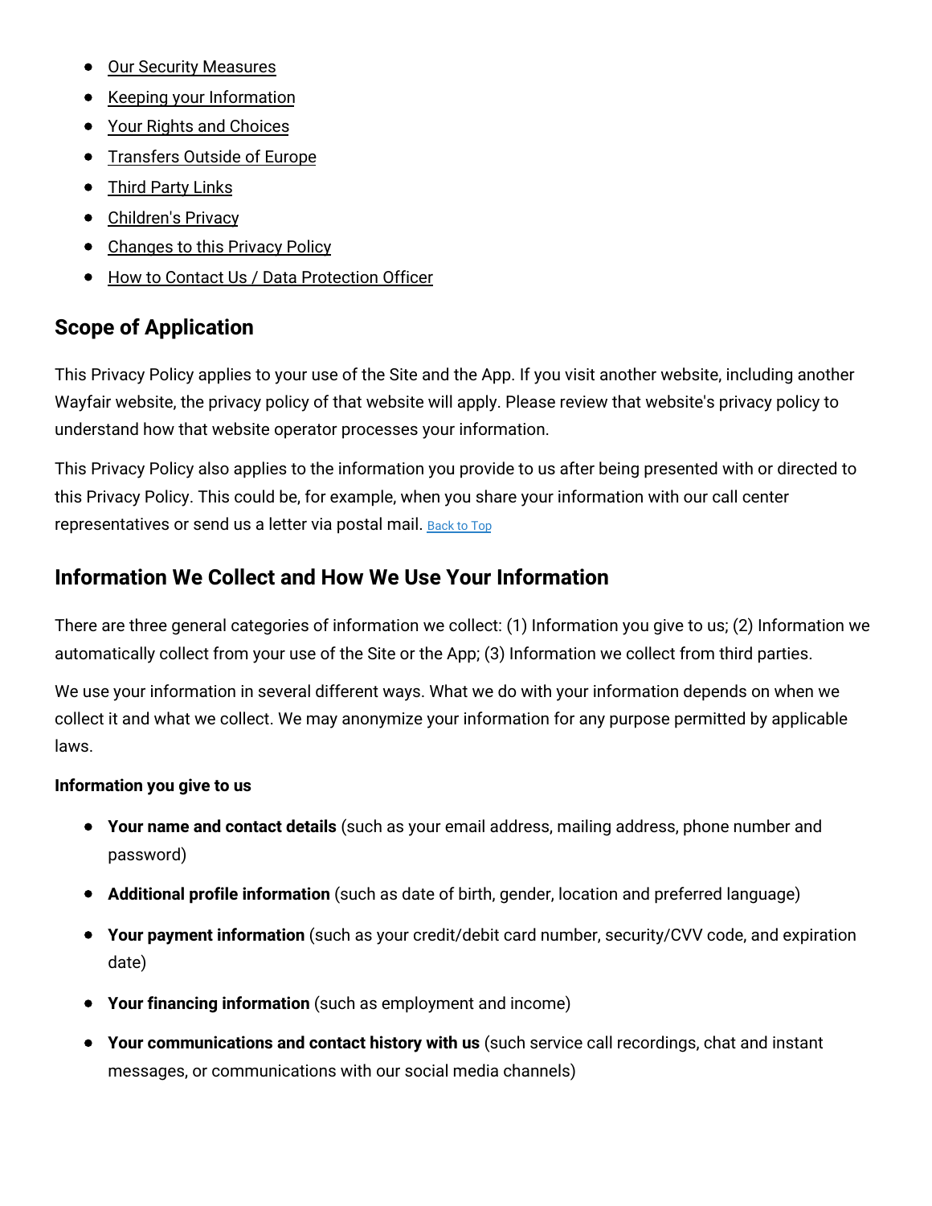- Our Security Measures
- Keeping your Information
- Your Rights and Choices
- Transfers Outside of Europe
- Third Party Links
- Children's Privacy
- Changes to this Privacy Policy
- How to Contact Us / Data Protection Officer

## Scope of Application

This Privacy Policy applies to your use of the Site and the App. If you visit another website, including another Wayfair website, the privacy policy of that website will apply. Please review that website's privacy policy to understand how that website operator processes your information.

This Privacy Policy also applies to the information you provide to us after being presented with or directed to this Privacy Policy. This could be, for example, when you share your information with our call center representatives or send us a letter via postal mail. Back to Top

## Information We Collect and How We Use Your Information

There are three general categories of information we collect: (1) Information you give to us; (2) Information we automatically collect from your use of the Site or the App; (3) Information we collect from third parties.

We use your information in several different ways. What we do with your information depends on when we collect it and what we collect. We may anonymize your information for any purpose permitted by applicable laws.

**Information you give to us**

- **Your name and contact details** (such as your email address, mailing address, phone number and password)
- **Additional profile information** (such as date of birth, gender, location and preferred language)
- **Your payment information** (such as your credit/debit card number, security/CVV code, and expiration date)
- **Your financing information** (such as employment and income)
- **Your communications and contact history with us** (such service call recordings, chat and instant messages, or communications with our social media channels)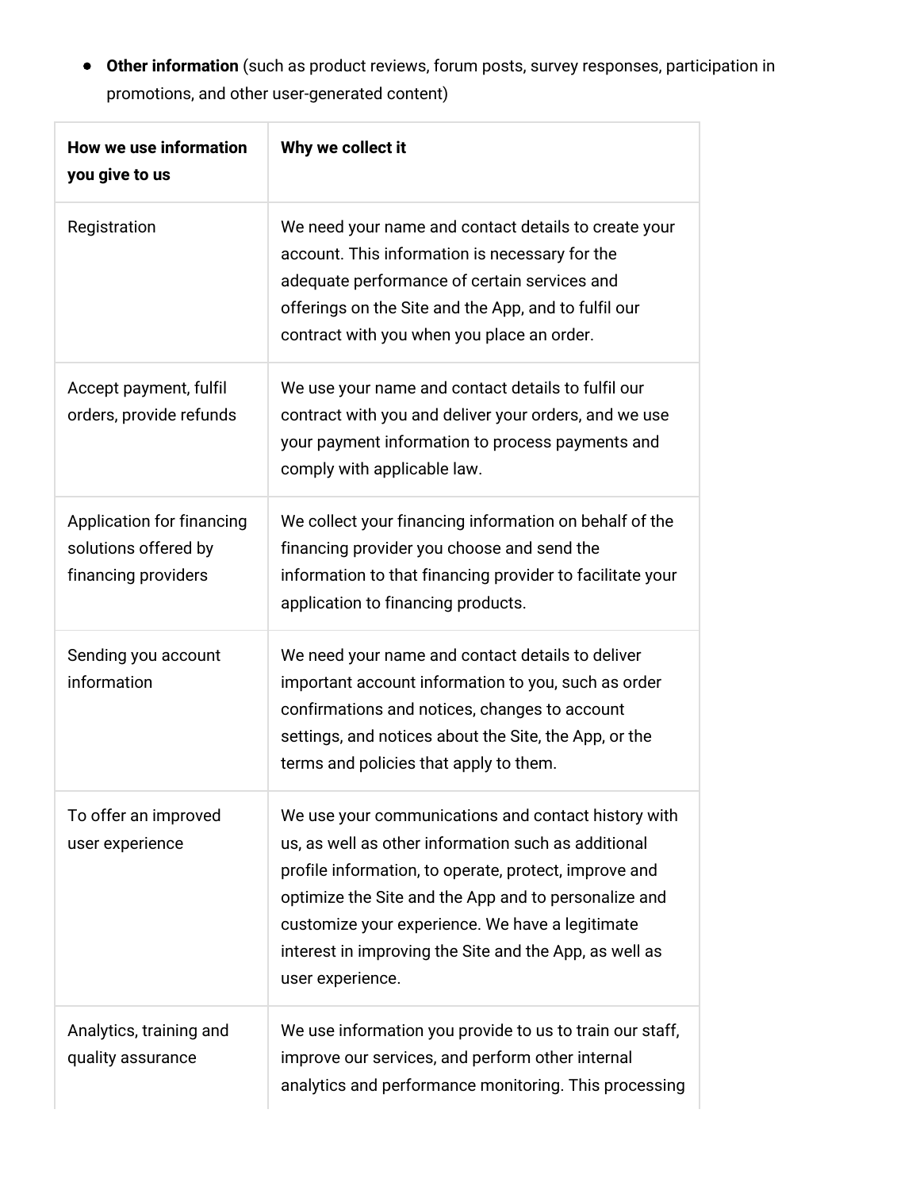- **Other information** (such as product reviews, forum posts, survey responses, participation in promotions, and other user-generated content)

| **How we use information you give to us** | **Why we collect it** |
| --- | --- |
| Registration | We need your name and contact details to create your account. This information is necessary for the adequate performance of certain services and offerings on the Site and the App, and to fulfil our contract with you when you place an order. |
| Accept payment, fulfil orders, provide refunds | We use your name and contact details to fulfil our contract with you and deliver your orders, and we use your payment information to process payments and comply with applicable law. |
| Application for financing solutions offered by financing providers | We collect your financing information on behalf of the financing provider you choose and send the information to that financing provider to facilitate your application to financing products. |
| Sending you account information | We need your name and contact details to deliver important account information to you, such as order confirmations and notices, changes to account settings, and notices about the Site, the App, or the terms and policies that apply to them. |
| To offer an improved user experience | We use your communications and contact history with us, as well as other information such as additional profile information, to operate, protect, improve and optimize the Site and the App and to personalize and customize your experience. We have a legitimate interest in improving the Site and the App, as well as user experience. |
| Analytics, training and quality assurance | We use information you provide to us to train our staff, improve our services, and perform other internal analytics and performance monitoring. This processing |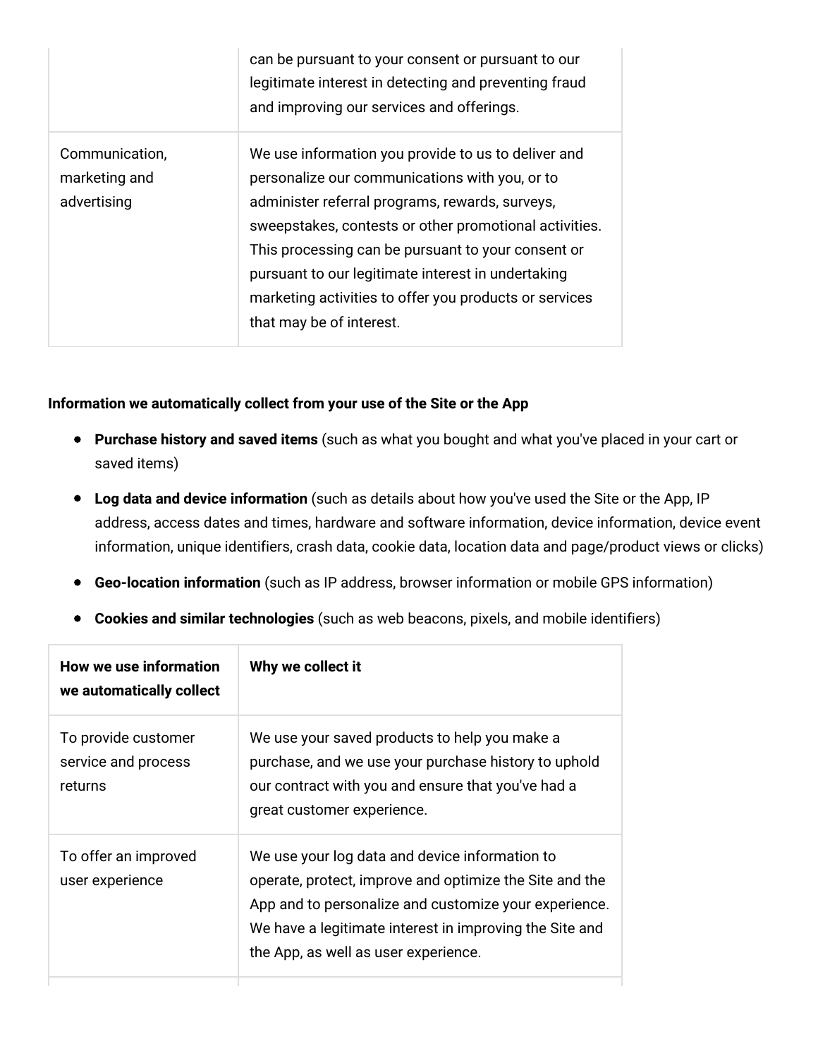| | |
|---|---|
| | can be pursuant to your consent or pursuant to our legitimate interest in detecting and preventing fraud and improving our services and offerings. |
| Communication, marketing and advertising | We use information you provide to us to deliver and personalize our communications with you, or to administer referral programs, rewards, surveys, sweepstakes, contests or other promotional activities. This processing can be pursuant to your consent or pursuant to our legitimate interest in undertaking marketing activities to offer you products or services that may be of interest. |

**Information we automatically collect from your use of the Site or the App**

- **Purchase history and saved items** (such as what you bought and what you've placed in your cart or saved items)
- **Log data and device information** (such as details about how you've used the Site or the App, IP address, access dates and times, hardware and software information, device information, device event information, unique identifiers, crash data, cookie data, location data and page/product views or clicks)
- **Geo-location information** (such as IP address, browser information or mobile GPS information)
- **Cookies and similar technologies** (such as web beacons, pixels, and mobile identifiers)

| How we use information we automatically collect | Why we collect it |
|---|---|
| To provide customer service and process returns | We use your saved products to help you make a purchase, and we use your purchase history to uphold our contract with you and ensure that you've had a great customer experience. |
| To offer an improved user experience | We use your log data and device information to operate, protect, improve and optimize the Site and the App and to personalize and customize your experience. We have a legitimate interest in improving the Site and the App, as well as user experience. |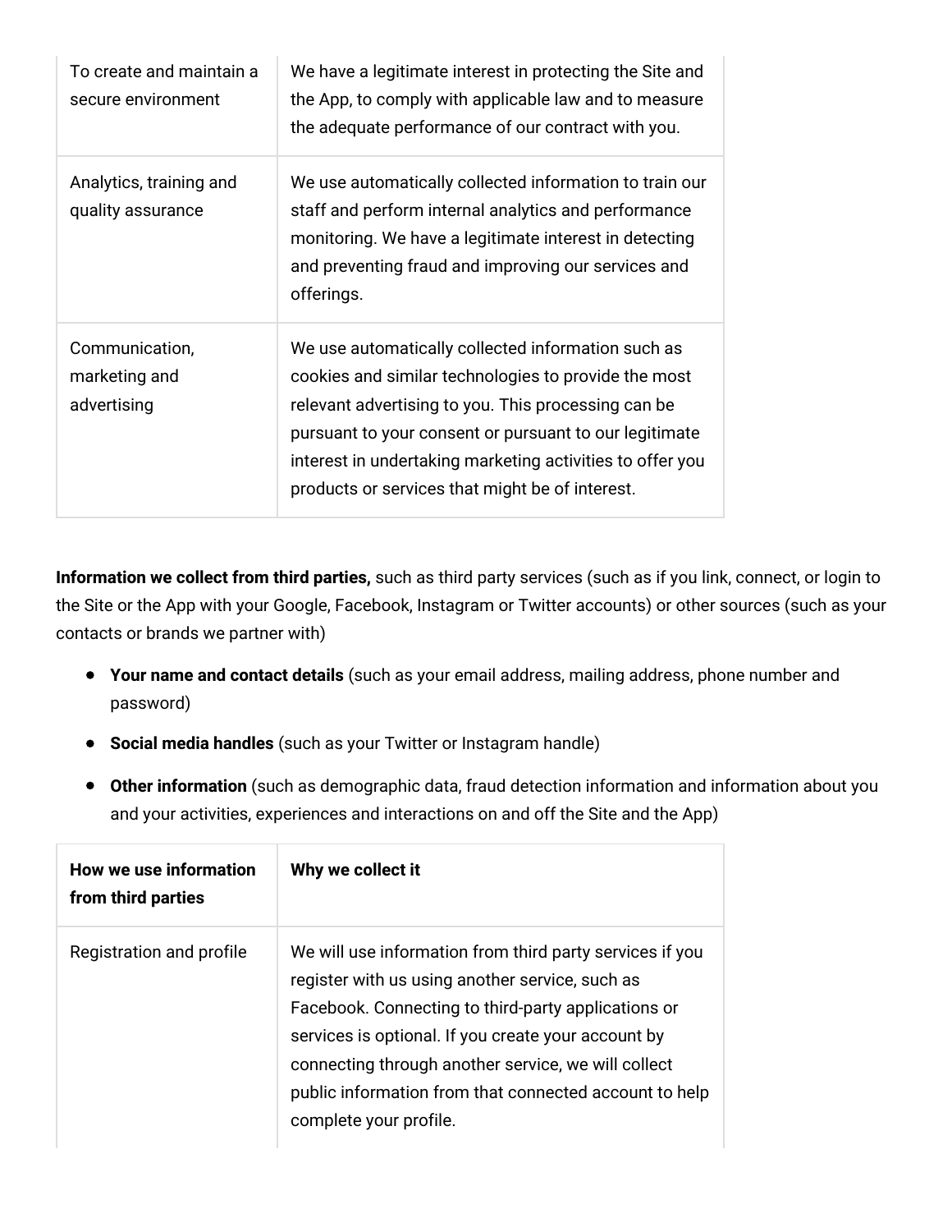| | |
|---|---|
| To create and maintain a secure environment | We have a legitimate interest in protecting the Site and the App, to comply with applicable law and to measure the adequate performance of our contract with you. |
| Analytics, training and quality assurance | We use automatically collected information to train our staff and perform internal analytics and performance monitoring. We have a legitimate interest in detecting and preventing fraud and improving our services and offerings. |
| Communication, marketing and advertising | We use automatically collected information such as cookies and similar technologies to provide the most relevant advertising to you. This processing can be pursuant to your consent or pursuant to our legitimate interest in undertaking marketing activities to offer you products or services that might be of interest. |

**Information we collect from third parties,** such as third party services (such as if you link, connect, or login to the Site or the App with your Google, Facebook, Instagram or Twitter accounts) or other sources (such as your contacts or brands we partner with)

- **Your name and contact details** (such as your email address, mailing address, phone number and password)
- **Social media handles** (such as your Twitter or Instagram handle)
- **Other information** (such as demographic data, fraud detection information and information about you and your activities, experiences and interactions on and off the Site and the App)

| How we use information from third parties | Why we collect it |
|---|---|
| Registration and profile | We will use information from third party services if you register with us using another service, such as Facebook. Connecting to third-party applications or services is optional. If you create your account by connecting through another service, we will collect public information from that connected account to help complete your profile. |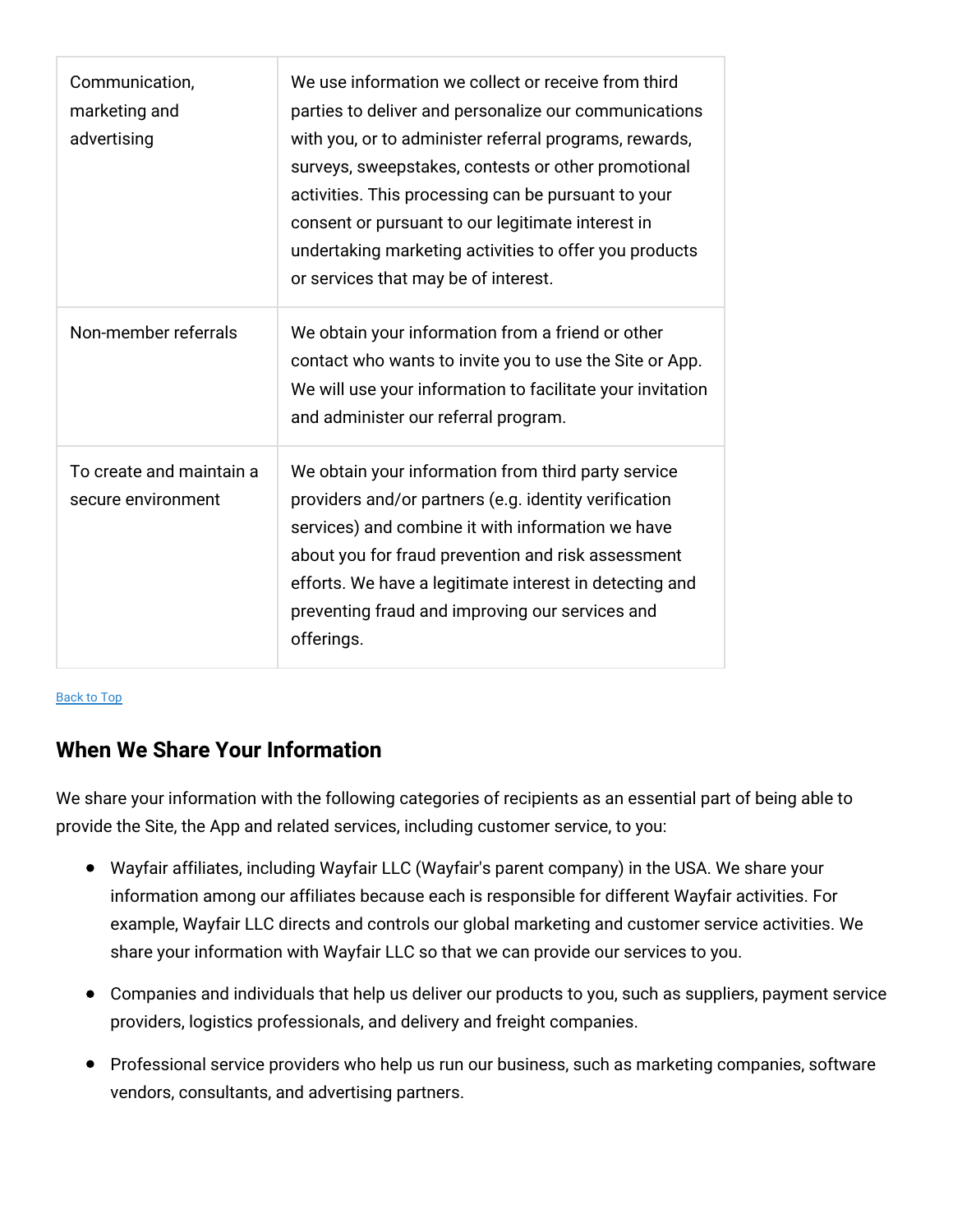| | |
|---|---|
| Communication, marketing and advertising | We use information we collect or receive from third parties to deliver and personalize our communications with you, or to administer referral programs, rewards, surveys, sweepstakes, contests or other promotional activities. This processing can be pursuant to your consent or pursuant to our legitimate interest in undertaking marketing activities to offer you products or services that may be of interest. |
| Non-member referrals | We obtain your information from a friend or other contact who wants to invite you to use the Site or App. We will use your information to facilitate your invitation and administer our referral program. |
| To create and maintain a secure environment | We obtain your information from third party service providers and/or partners (e.g. identity verification services) and combine it with information we have about you for fraud prevention and risk assessment efforts. We have a legitimate interest in detecting and preventing fraud and improving our services and offerings. |

Back to Top

## When We Share Your Information

We share your information with the following categories of recipients as an essential part of being able to provide the Site, the App and related services, including customer service, to you:

- Wayfair affiliates, including Wayfair LLC (Wayfair's parent company) in the USA. We share your information among our affiliates because each is responsible for different Wayfair activities. For example, Wayfair LLC directs and controls our global marketing and customer service activities. We share your information with Wayfair LLC so that we can provide our services to you.
- Companies and individuals that help us deliver our products to you, such as suppliers, payment service providers, logistics professionals, and delivery and freight companies.
- Professional service providers who help us run our business, such as marketing companies, software vendors, consultants, and advertising partners.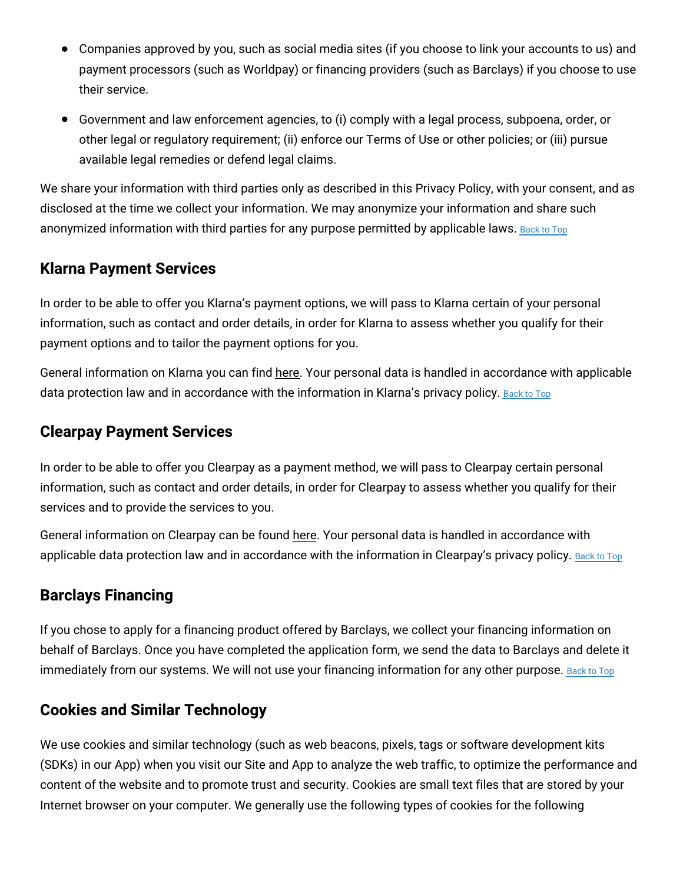- Companies approved by you, such as social media sites (if you choose to link your accounts to us) and payment processors (such as Worldpay) or financing providers (such as Barclays) if you choose to use their service.
- Government and law enforcement agencies, to (i) comply with a legal process, subpoena, order, or other legal or regulatory requirement; (ii) enforce our Terms of Use or other policies; or (iii) pursue available legal remedies or defend legal claims.

We share your information with third parties only as described in this Privacy Policy, with your consent, and as disclosed at the time we collect your information. We may anonymize your information and share such anonymized information with third parties for any purpose permitted by applicable laws. Back to Top

## Klarna Payment Services

In order to be able to offer you Klarna's payment options, we will pass to Klarna certain of your personal information, such as contact and order details, in order for Klarna to assess whether you qualify for their payment options and to tailor the payment options for you.

General information on Klarna you can find here. Your personal data is handled in accordance with applicable data protection law and in accordance with the information in Klarna's privacy policy. Back to Top

## Clearpay Payment Services

In order to be able to offer you Clearpay as a payment method, we will pass to Clearpay certain personal information, such as contact and order details, in order for Clearpay to assess whether you qualify for their services and to provide the services to you.

General information on Clearpay can be found here. Your personal data is handled in accordance with applicable data protection law and in accordance with the information in Clearpay's privacy policy. Back to Top

## Barclays Financing

If you chose to apply for a financing product offered by Barclays, we collect your financing information on behalf of Barclays. Once you have completed the application form, we send the data to Barclays and delete it immediately from our systems. We will not use your financing information for any other purpose. Back to Top

## Cookies and Similar Technology

We use cookies and similar technology (such as web beacons, pixels, tags or software development kits (SDKs) in our App) when you visit our Site and App to analyze the web traffic, to optimize the performance and content of the website and to promote trust and security. Cookies are small text files that are stored by your Internet browser on your computer. We generally use the following types of cookies for the following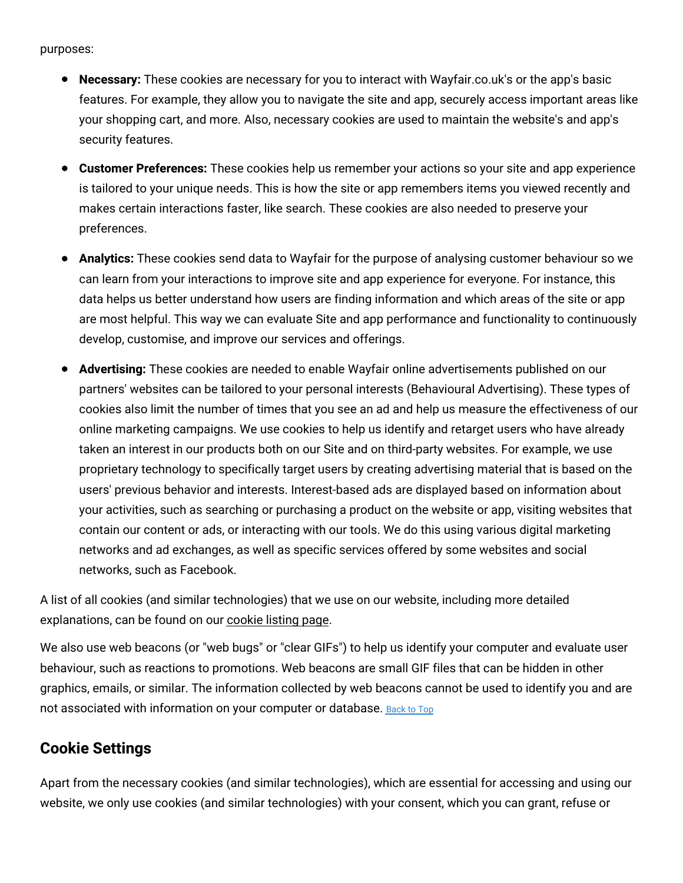purposes:

- **Necessary:** These cookies are necessary for you to interact with Wayfair.co.uk's or the app's basic features. For example, they allow you to navigate the site and app, securely access important areas like your shopping cart, and more. Also, necessary cookies are used to maintain the website's and app's security features.
- **Customer Preferences:** These cookies help us remember your actions so your site and app experience is tailored to your unique needs. This is how the site or app remembers items you viewed recently and makes certain interactions faster, like search. These cookies are also needed to preserve your preferences.
- **Analytics:** These cookies send data to Wayfair for the purpose of analysing customer behaviour so we can learn from your interactions to improve site and app experience for everyone. For instance, this data helps us better understand how users are finding information and which areas of the site or app are most helpful. This way we can evaluate Site and app performance and functionality to continuously develop, customise, and improve our services and offerings.
- **Advertising:** These cookies are needed to enable Wayfair online advertisements published on our partners' websites can be tailored to your personal interests (Behavioural Advertising). These types of cookies also limit the number of times that you see an ad and help us measure the effectiveness of our online marketing campaigns. We use cookies to help us identify and retarget users who have already taken an interest in our products both on our Site and on third-party websites. For example, we use proprietary technology to specifically target users by creating advertising material that is based on the users' previous behavior and interests. Interest-based ads are displayed based on information about your activities, such as searching or purchasing a product on the website or app, visiting websites that contain our content or ads, or interacting with our tools. We do this using various digital marketing networks and ad exchanges, as well as specific services offered by some websites and social networks, such as Facebook.

A list of all cookies (and similar technologies) that we use on our website, including more detailed explanations, can be found on our cookie listing page.

We also use web beacons (or "web bugs" or "clear GIFs") to help us identify your computer and evaluate user behaviour, such as reactions to promotions. Web beacons are small GIF files that can be hidden in other graphics, emails, or similar. The information collected by web beacons cannot be used to identify you and are not associated with information on your computer or database. Back to Top

## Cookie Settings

Apart from the necessary cookies (and similar technologies), which are essential for accessing and using our website, we only use cookies (and similar technologies) with your consent, which you can grant, refuse or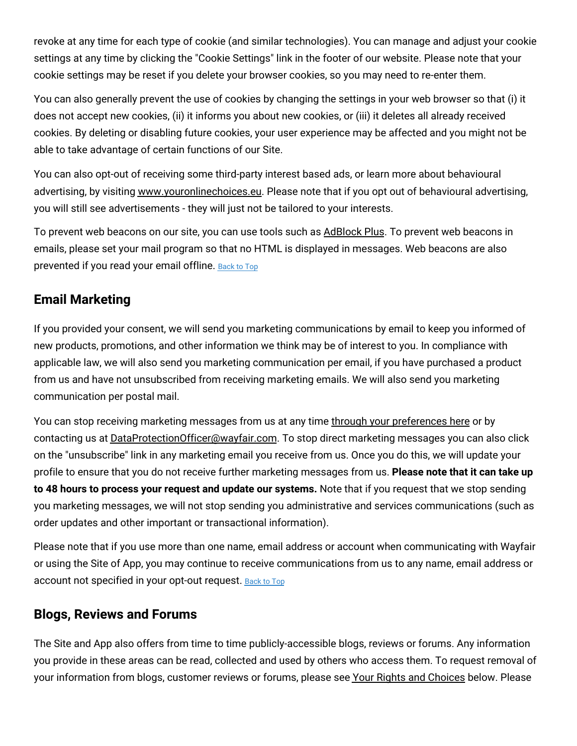revoke at any time for each type of cookie (and similar technologies). You can manage and adjust your cookie settings at any time by clicking the "Cookie Settings" link in the footer of our website. Please note that your cookie settings may be reset if you delete your browser cookies, so you may need to re-enter them.

You can also generally prevent the use of cookies by changing the settings in your web browser so that (i) it does not accept new cookies, (ii) it informs you about new cookies, or (iii) it deletes all already received cookies. By deleting or disabling future cookies, your user experience may be affected and you might not be able to take advantage of certain functions of our Site.

You can also opt-out of receiving some third-party interest based ads, or learn more about behavioural advertising, by visiting www.youronlinechoices.eu. Please note that if you opt out of behavioural advertising, you will still see advertisements - they will just not be tailored to your interests.

To prevent web beacons on our site, you can use tools such as AdBlock Plus. To prevent web beacons in emails, please set your mail program so that no HTML is displayed in messages. Web beacons are also prevented if you read your email offline. Back to Top

## Email Marketing

If you provided your consent, we will send you marketing communications by email to keep you informed of new products, promotions, and other information we think may be of interest to you. In compliance with applicable law, we will also send you marketing communication per email, if you have purchased a product from us and have not unsubscribed from receiving marketing emails. We will also send you marketing communication per postal mail.

You can stop receiving marketing messages from us at any time through your preferences here or by contacting us at DataProtectionOfficer@wayfair.com. To stop direct marketing messages you can also click on the "unsubscribe" link in any marketing email you receive from us. Once you do this, we will update your profile to ensure that you do not receive further marketing messages from us. **Please note that it can take up to 48 hours to process your request and update our systems.** Note that if you request that we stop sending you marketing messages, we will not stop sending you administrative and services communications (such as order updates and other important or transactional information).

Please note that if you use more than one name, email address or account when communicating with Wayfair or using the Site of App, you may continue to receive communications from us to any name, email address or account not specified in your opt-out request. Back to Top

## Blogs, Reviews and Forums

The Site and App also offers from time to time publicly-accessible blogs, reviews or forums. Any information you provide in these areas can be read, collected and used by others who access them. To request removal of your information from blogs, customer reviews or forums, please see Your Rights and Choices below. Please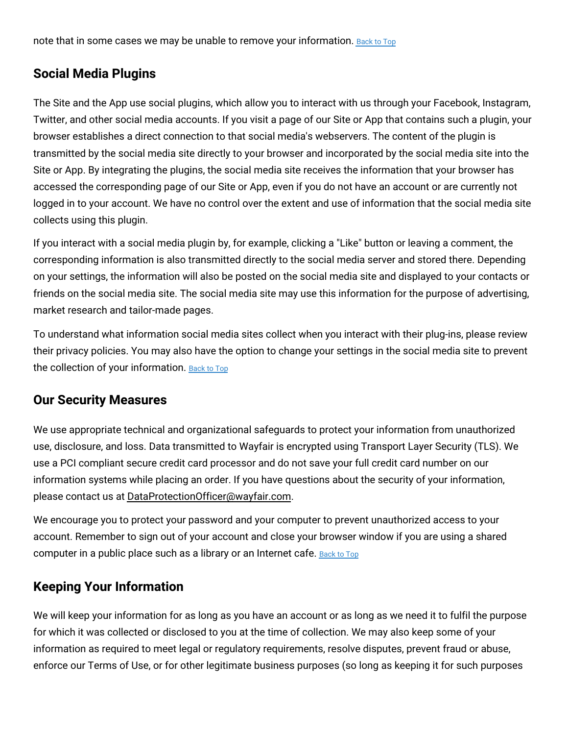note that in some cases we may be unable to remove your information. Back to Top

## Social Media Plugins

The Site and the App use social plugins, which allow you to interact with us through your Facebook, Instagram, Twitter, and other social media accounts. If you visit a page of our Site or App that contains such a plugin, your browser establishes a direct connection to that social media's webservers. The content of the plugin is transmitted by the social media site directly to your browser and incorporated by the social media site into the Site or App. By integrating the plugins, the social media site receives the information that your browser has accessed the corresponding page of our Site or App, even if you do not have an account or are currently not logged in to your account. We have no control over the extent and use of information that the social media site collects using this plugin.

If you interact with a social media plugin by, for example, clicking a "Like" button or leaving a comment, the corresponding information is also transmitted directly to the social media server and stored there. Depending on your settings, the information will also be posted on the social media site and displayed to your contacts or friends on the social media site. The social media site may use this information for the purpose of advertising, market research and tailor-made pages.

To understand what information social media sites collect when you interact with their plug-ins, please review their privacy policies. You may also have the option to change your settings in the social media site to prevent the collection of your information. Back to Top

## Our Security Measures

We use appropriate technical and organizational safeguards to protect your information from unauthorized use, disclosure, and loss. Data transmitted to Wayfair is encrypted using Transport Layer Security (TLS). We use a PCI compliant secure credit card processor and do not save your full credit card number on our information systems while placing an order. If you have questions about the security of your information, please contact us at DataProtectionOfficer@wayfair.com.

We encourage you to protect your password and your computer to prevent unauthorized access to your account. Remember to sign out of your account and close your browser window if you are using a shared computer in a public place such as a library or an Internet cafe. Back to Top

## Keeping Your Information

We will keep your information for as long as you have an account or as long as we need it to fulfil the purpose for which it was collected or disclosed to you at the time of collection. We may also keep some of your information as required to meet legal or regulatory requirements, resolve disputes, prevent fraud or abuse, enforce our Terms of Use, or for other legitimate business purposes (so long as keeping it for such purposes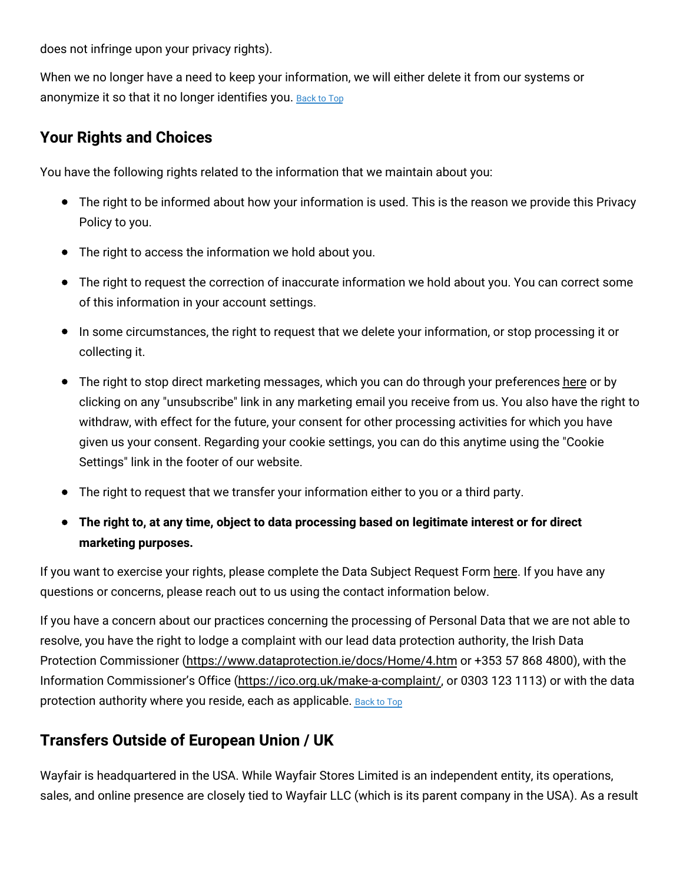does not infringe upon your privacy rights).

When we no longer have a need to keep your information, we will either delete it from our systems or anonymize it so that it no longer identifies you. Back to Top

## Your Rights and Choices

You have the following rights related to the information that we maintain about you:

- The right to be informed about how your information is used. This is the reason we provide this Privacy Policy to you.
- The right to access the information we hold about you.
- The right to request the correction of inaccurate information we hold about you. You can correct some of this information in your account settings.
- In some circumstances, the right to request that we delete your information, or stop processing it or collecting it.
- The right to stop direct marketing messages, which you can do through your preferences here or by clicking on any "unsubscribe" link in any marketing email you receive from us. You also have the right to withdraw, with effect for the future, your consent for other processing activities for which you have given us your consent. Regarding your cookie settings, you can do this anytime using the "Cookie Settings" link in the footer of our website.
- The right to request that we transfer your information either to you or a third party.
- **The right to, at any time, object to data processing based on legitimate interest or for direct marketing purposes.**

If you want to exercise your rights, please complete the Data Subject Request Form here. If you have any questions or concerns, please reach out to us using the contact information below.

If you have a concern about our practices concerning the processing of Personal Data that we are not able to resolve, you have the right to lodge a complaint with our lead data protection authority, the Irish Data Protection Commissioner (https://www.dataprotection.ie/docs/Home/4.htm or +353 57 868 4800), with the Information Commissioner's Office (https://ico.org.uk/make-a-complaint/, or 0303 123 1113) or with the data protection authority where you reside, each as applicable. Back to Top

## Transfers Outside of European Union / UK

Wayfair is headquartered in the USA. While Wayfair Stores Limited is an independent entity, its operations, sales, and online presence are closely tied to Wayfair LLC (which is its parent company in the USA). As a result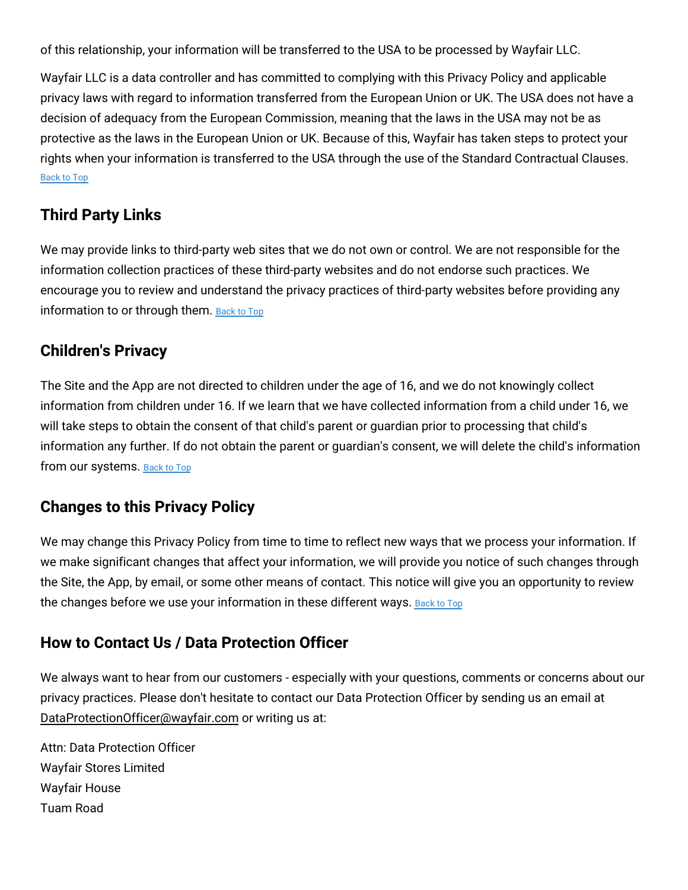of this relationship, your information will be transferred to the USA to be processed by Wayfair LLC.

Wayfair LLC is a data controller and has committed to complying with this Privacy Policy and applicable privacy laws with regard to information transferred from the European Union or UK. The USA does not have a decision of adequacy from the European Commission, meaning that the laws in the USA may not be as protective as the laws in the European Union or UK. Because of this, Wayfair has taken steps to protect your rights when your information is transferred to the USA through the use of the Standard Contractual Clauses. Back to Top

## Third Party Links

We may provide links to third-party web sites that we do not own or control. We are not responsible for the information collection practices of these third-party websites and do not endorse such practices. We encourage you to review and understand the privacy practices of third-party websites before providing any information to or through them. Back to Top

## Children's Privacy

The Site and the App are not directed to children under the age of 16, and we do not knowingly collect information from children under 16. If we learn that we have collected information from a child under 16, we will take steps to obtain the consent of that child's parent or guardian prior to processing that child's information any further. If do not obtain the parent or guardian's consent, we will delete the child's information from our systems. Back to Top

## Changes to this Privacy Policy

We may change this Privacy Policy from time to time to reflect new ways that we process your information. If we make significant changes that affect your information, we will provide you notice of such changes through the Site, the App, by email, or some other means of contact. This notice will give you an opportunity to review the changes before we use your information in these different ways. Back to Top

## How to Contact Us / Data Protection Officer

We always want to hear from our customers - especially with your questions, comments or concerns about our privacy practices. Please don't hesitate to contact our Data Protection Officer by sending us an email at DataProtectionOfficer@wayfair.com or writing us at:

Attn: Data Protection Officer
Wayfair Stores Limited
Wayfair House
Tuam Road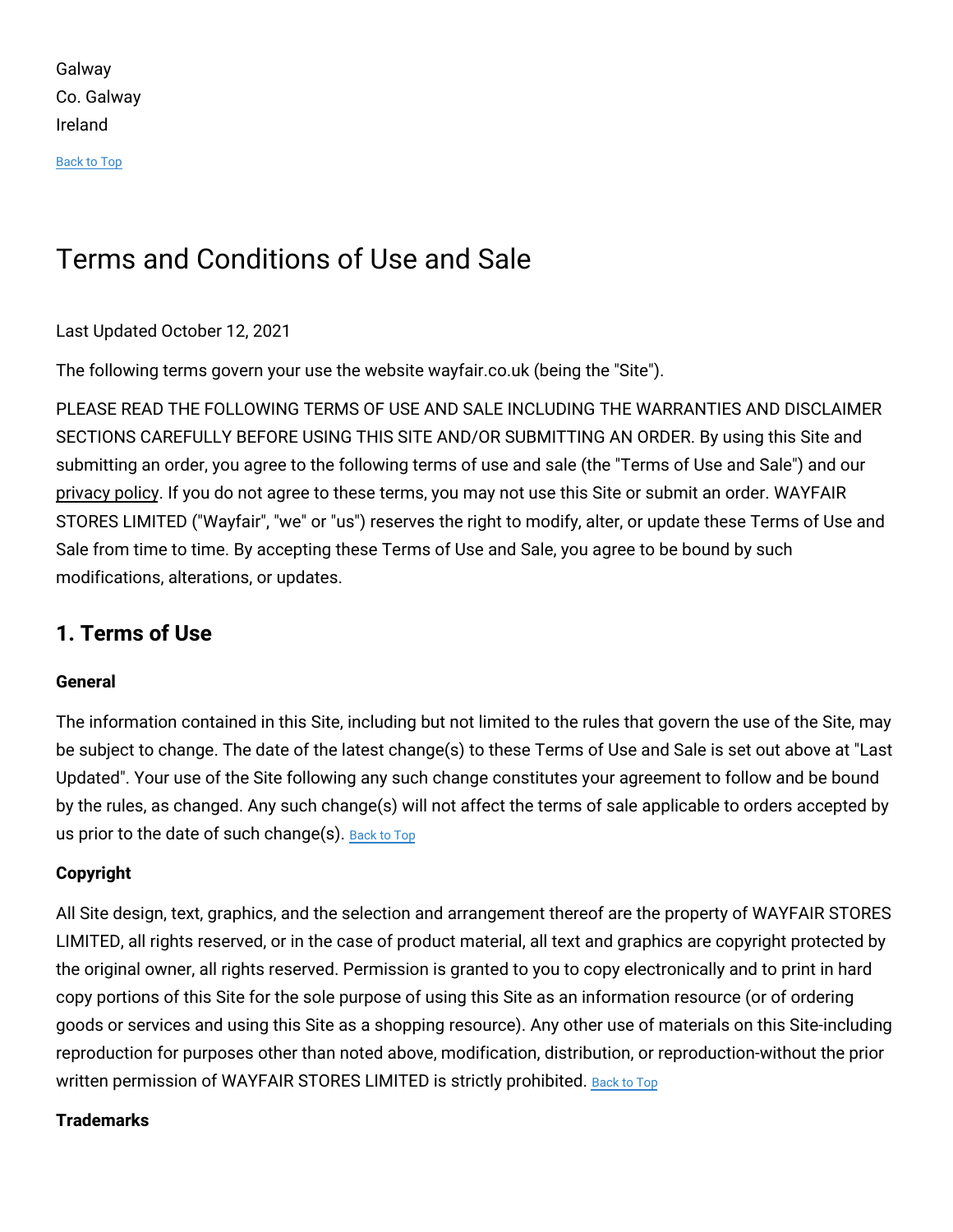Galway
Co. Galway
Ireland

Back to Top

# Terms and Conditions of Use and Sale

Last Updated October 12, 2021

The following terms govern your use the website wayfair.co.uk (being the "Site").

PLEASE READ THE FOLLOWING TERMS OF USE AND SALE INCLUDING THE WARRANTIES AND DISCLAIMER SECTIONS CAREFULLY BEFORE USING THIS SITE AND/OR SUBMITTING AN ORDER. By using this Site and submitting an order, you agree to the following terms of use and sale (the "Terms of Use and Sale") and our privacy policy. If you do not agree to these terms, you may not use this Site or submit an order. WAYFAIR STORES LIMITED ("Wayfair", "we" or "us") reserves the right to modify, alter, or update these Terms of Use and Sale from time to time. By accepting these Terms of Use and Sale, you agree to be bound by such modifications, alterations, or updates.

## 1. Terms of Use

### General

The information contained in this Site, including but not limited to the rules that govern the use of the Site, may be subject to change. The date of the latest change(s) to these Terms of Use and Sale is set out above at "Last Updated". Your use of the Site following any such change constitutes your agreement to follow and be bound by the rules, as changed. Any such change(s) will not affect the terms of sale applicable to orders accepted by us prior to the date of such change(s). Back to Top

### Copyright

All Site design, text, graphics, and the selection and arrangement thereof are the property of WAYFAIR STORES LIMITED, all rights reserved, or in the case of product material, all text and graphics are copyright protected by the original owner, all rights reserved. Permission is granted to you to copy electronically and to print in hard copy portions of this Site for the sole purpose of using this Site as an information resource (or of ordering goods or services and using this Site as a shopping resource). Any other use of materials on this Site-including reproduction for purposes other than noted above, modification, distribution, or reproduction-without the prior written permission of WAYFAIR STORES LIMITED is strictly prohibited. Back to Top

### Trademarks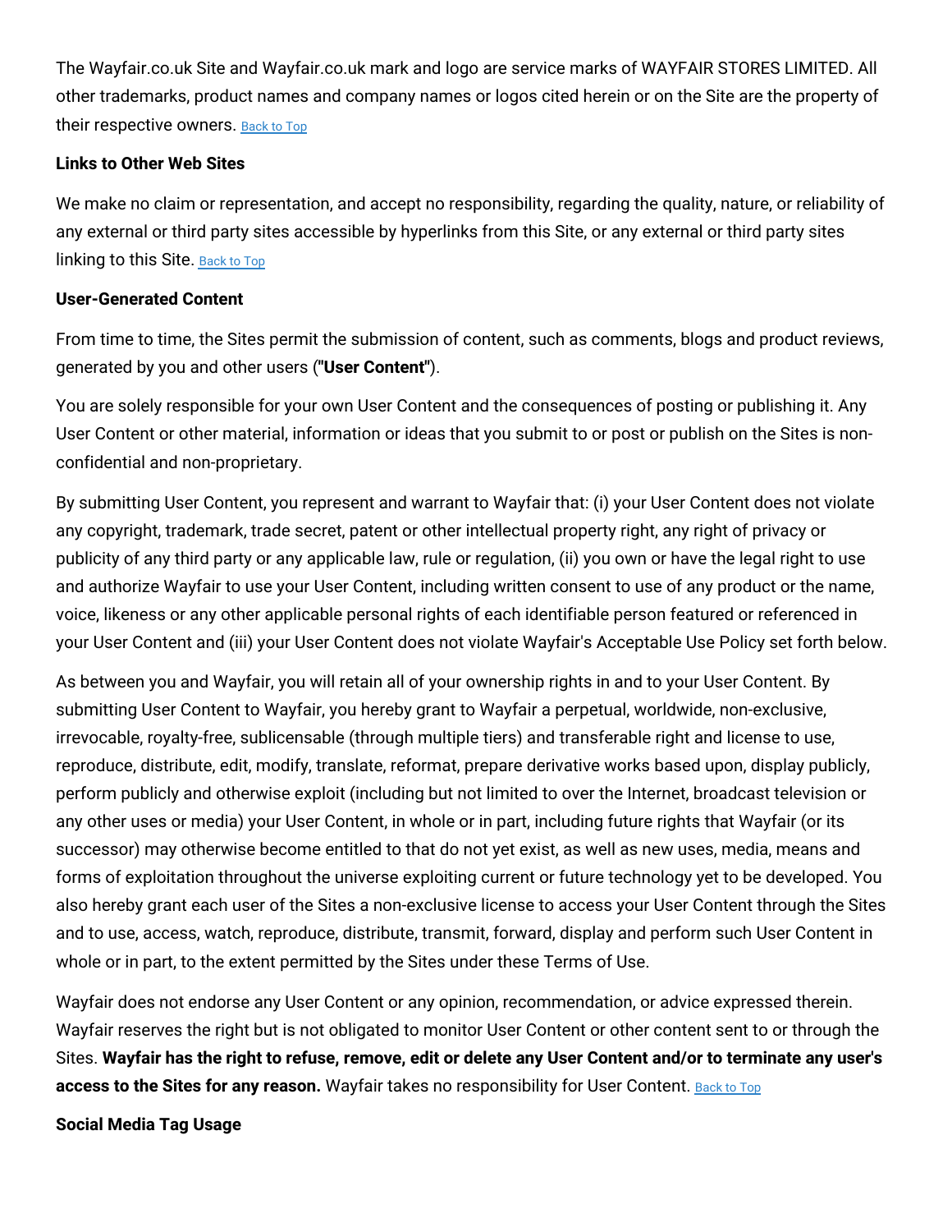The Wayfair.co.uk Site and Wayfair.co.uk mark and logo are service marks of WAYFAIR STORES LIMITED. All other trademarks, product names and company names or logos cited herein or on the Site are the property of their respective owners. Back to Top

**Links to Other Web Sites**

We make no claim or representation, and accept no responsibility, regarding the quality, nature, or reliability of any external or third party sites accessible by hyperlinks from this Site, or any external or third party sites linking to this Site. Back to Top

**User-Generated Content**

From time to time, the Sites permit the submission of content, such as comments, blogs and product reviews, generated by you and other users (**"User Content"**).

You are solely responsible for your own User Content and the consequences of posting or publishing it. Any User Content or other material, information or ideas that you submit to or post or publish on the Sites is non-confidential and non-proprietary.

By submitting User Content, you represent and warrant to Wayfair that: (i) your User Content does not violate any copyright, trademark, trade secret, patent or other intellectual property right, any right of privacy or publicity of any third party or any applicable law, rule or regulation, (ii) you own or have the legal right to use and authorize Wayfair to use your User Content, including written consent to use of any product or the name, voice, likeness or any other applicable personal rights of each identifiable person featured or referenced in your User Content and (iii) your User Content does not violate Wayfair's Acceptable Use Policy set forth below.

As between you and Wayfair, you will retain all of your ownership rights in and to your User Content. By submitting User Content to Wayfair, you hereby grant to Wayfair a perpetual, worldwide, non-exclusive, irrevocable, royalty-free, sublicensable (through multiple tiers) and transferable right and license to use, reproduce, distribute, edit, modify, translate, reformat, prepare derivative works based upon, display publicly, perform publicly and otherwise exploit (including but not limited to over the Internet, broadcast television or any other uses or media) your User Content, in whole or in part, including future rights that Wayfair (or its successor) may otherwise become entitled to that do not yet exist, as well as new uses, media, means and forms of exploitation throughout the universe exploiting current or future technology yet to be developed. You also hereby grant each user of the Sites a non-exclusive license to access your User Content through the Sites and to use, access, watch, reproduce, distribute, transmit, forward, display and perform such User Content in whole or in part, to the extent permitted by the Sites under these Terms of Use.

Wayfair does not endorse any User Content or any opinion, recommendation, or advice expressed therein. Wayfair reserves the right but is not obligated to monitor User Content or other content sent to or through the Sites. **Wayfair has the right to refuse, remove, edit or delete any User Content and/or to terminate any user's access to the Sites for any reason.** Wayfair takes no responsibility for User Content. Back to Top

**Social Media Tag Usage**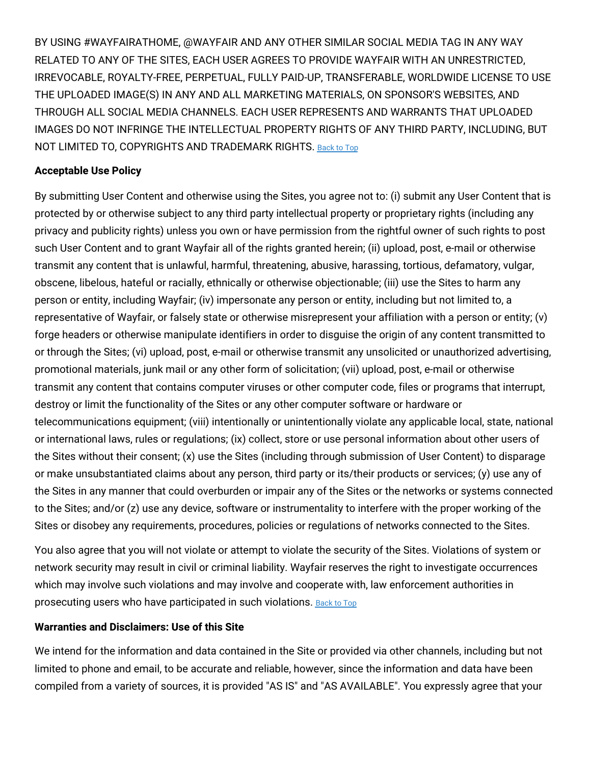BY USING #WAYFAIRATHOME, @WAYFAIR AND ANY OTHER SIMILAR SOCIAL MEDIA TAG IN ANY WAY RELATED TO ANY OF THE SITES, EACH USER AGREES TO PROVIDE WAYFAIR WITH AN UNRESTRICTED, IRREVOCABLE, ROYALTY-FREE, PERPETUAL, FULLY PAID-UP, TRANSFERABLE, WORLDWIDE LICENSE TO USE THE UPLOADED IMAGE(S) IN ANY AND ALL MARKETING MATERIALS, ON SPONSOR'S WEBSITES, AND THROUGH ALL SOCIAL MEDIA CHANNELS. EACH USER REPRESENTS AND WARRANTS THAT UPLOADED IMAGES DO NOT INFRINGE THE INTELLECTUAL PROPERTY RIGHTS OF ANY THIRD PARTY, INCLUDING, BUT NOT LIMITED TO, COPYRIGHTS AND TRADEMARK RIGHTS. Back to Top

**Acceptable Use Policy**

By submitting User Content and otherwise using the Sites, you agree not to: (i) submit any User Content that is protected by or otherwise subject to any third party intellectual property or proprietary rights (including any privacy and publicity rights) unless you own or have permission from the rightful owner of such rights to post such User Content and to grant Wayfair all of the rights granted herein; (ii) upload, post, e-mail or otherwise transmit any content that is unlawful, harmful, threatening, abusive, harassing, tortious, defamatory, vulgar, obscene, libelous, hateful or racially, ethnically or otherwise objectionable; (iii) use the Sites to harm any person or entity, including Wayfair; (iv) impersonate any person or entity, including but not limited to, a representative of Wayfair, or falsely state or otherwise misrepresent your affiliation with a person or entity; (v) forge headers or otherwise manipulate identifiers in order to disguise the origin of any content transmitted to or through the Sites; (vi) upload, post, e-mail or otherwise transmit any unsolicited or unauthorized advertising, promotional materials, junk mail or any other form of solicitation; (vii) upload, post, e-mail or otherwise transmit any content that contains computer viruses or other computer code, files or programs that interrupt, destroy or limit the functionality of the Sites or any other computer software or hardware or telecommunications equipment; (viii) intentionally or unintentionally violate any applicable local, state, national or international laws, rules or regulations; (ix) collect, store or use personal information about other users of the Sites without their consent; (x) use the Sites (including through submission of User Content) to disparage or make unsubstantiated claims about any person, third party or its/their products or services; (y) use any of the Sites in any manner that could overburden or impair any of the Sites or the networks or systems connected to the Sites; and/or (z) use any device, software or instrumentality to interfere with the proper working of the Sites or disobey any requirements, procedures, policies or regulations of networks connected to the Sites.

You also agree that you will not violate or attempt to violate the security of the Sites. Violations of system or network security may result in civil or criminal liability. Wayfair reserves the right to investigate occurrences which may involve such violations and may involve and cooperate with, law enforcement authorities in prosecuting users who have participated in such violations. Back to Top

**Warranties and Disclaimers: Use of this Site**

We intend for the information and data contained in the Site or provided via other channels, including but not limited to phone and email, to be accurate and reliable, however, since the information and data have been compiled from a variety of sources, it is provided "AS IS" and "AS AVAILABLE". You expressly agree that your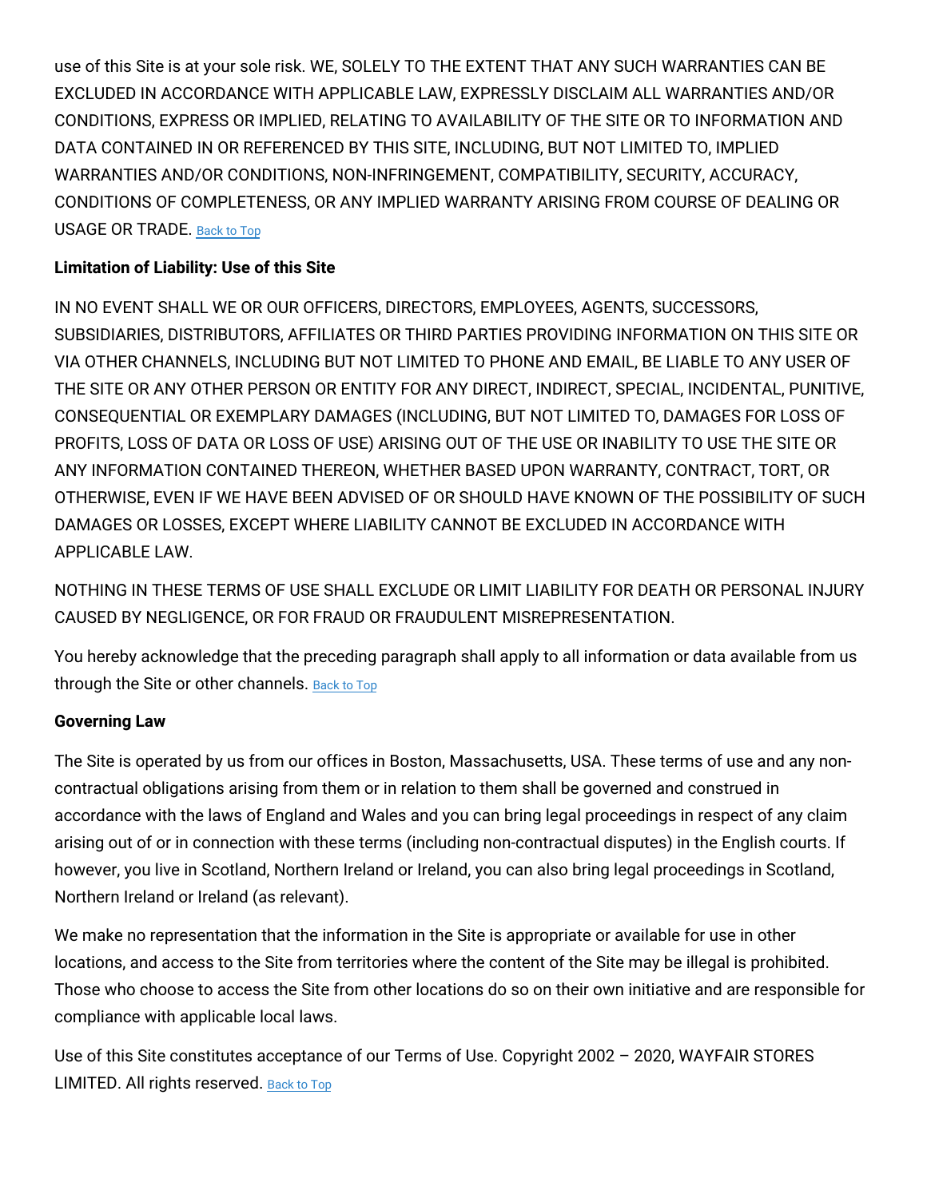use of this Site is at your sole risk. WE, SOLELY TO THE EXTENT THAT ANY SUCH WARRANTIES CAN BE EXCLUDED IN ACCORDANCE WITH APPLICABLE LAW, EXPRESSLY DISCLAIM ALL WARRANTIES AND/OR CONDITIONS, EXPRESS OR IMPLIED, RELATING TO AVAILABILITY OF THE SITE OR TO INFORMATION AND DATA CONTAINED IN OR REFERENCED BY THIS SITE, INCLUDING, BUT NOT LIMITED TO, IMPLIED WARRANTIES AND/OR CONDITIONS, NON-INFRINGEMENT, COMPATIBILITY, SECURITY, ACCURACY, CONDITIONS OF COMPLETENESS, OR ANY IMPLIED WARRANTY ARISING FROM COURSE OF DEALING OR USAGE OR TRADE. Back to Top

**Limitation of Liability: Use of this Site**

IN NO EVENT SHALL WE OR OUR OFFICERS, DIRECTORS, EMPLOYEES, AGENTS, SUCCESSORS, SUBSIDIARIES, DISTRIBUTORS, AFFILIATES OR THIRD PARTIES PROVIDING INFORMATION ON THIS SITE OR VIA OTHER CHANNELS, INCLUDING BUT NOT LIMITED TO PHONE AND EMAIL, BE LIABLE TO ANY USER OF THE SITE OR ANY OTHER PERSON OR ENTITY FOR ANY DIRECT, INDIRECT, SPECIAL, INCIDENTAL, PUNITIVE, CONSEQUENTIAL OR EXEMPLARY DAMAGES (INCLUDING, BUT NOT LIMITED TO, DAMAGES FOR LOSS OF PROFITS, LOSS OF DATA OR LOSS OF USE) ARISING OUT OF THE USE OR INABILITY TO USE THE SITE OR ANY INFORMATION CONTAINED THEREON, WHETHER BASED UPON WARRANTY, CONTRACT, TORT, OR OTHERWISE, EVEN IF WE HAVE BEEN ADVISED OF OR SHOULD HAVE KNOWN OF THE POSSIBILITY OF SUCH DAMAGES OR LOSSES, EXCEPT WHERE LIABILITY CANNOT BE EXCLUDED IN ACCORDANCE WITH APPLICABLE LAW.

NOTHING IN THESE TERMS OF USE SHALL EXCLUDE OR LIMIT LIABILITY FOR DEATH OR PERSONAL INJURY CAUSED BY NEGLIGENCE, OR FOR FRAUD OR FRAUDULENT MISREPRESENTATION.

You hereby acknowledge that the preceding paragraph shall apply to all information or data available from us through the Site or other channels. Back to Top

**Governing Law**

The Site is operated by us from our offices in Boston, Massachusetts, USA. These terms of use and any non-contractual obligations arising from them or in relation to them shall be governed and construed in accordance with the laws of England and Wales and you can bring legal proceedings in respect of any claim arising out of or in connection with these terms (including non-contractual disputes) in the English courts. If however, you live in Scotland, Northern Ireland or Ireland, you can also bring legal proceedings in Scotland, Northern Ireland or Ireland (as relevant).

We make no representation that the information in the Site is appropriate or available for use in other locations, and access to the Site from territories where the content of the Site may be illegal is prohibited. Those who choose to access the Site from other locations do so on their own initiative and are responsible for compliance with applicable local laws.

Use of this Site constitutes acceptance of our Terms of Use. Copyright 2002 – 2020, WAYFAIR STORES LIMITED. All rights reserved. Back to Top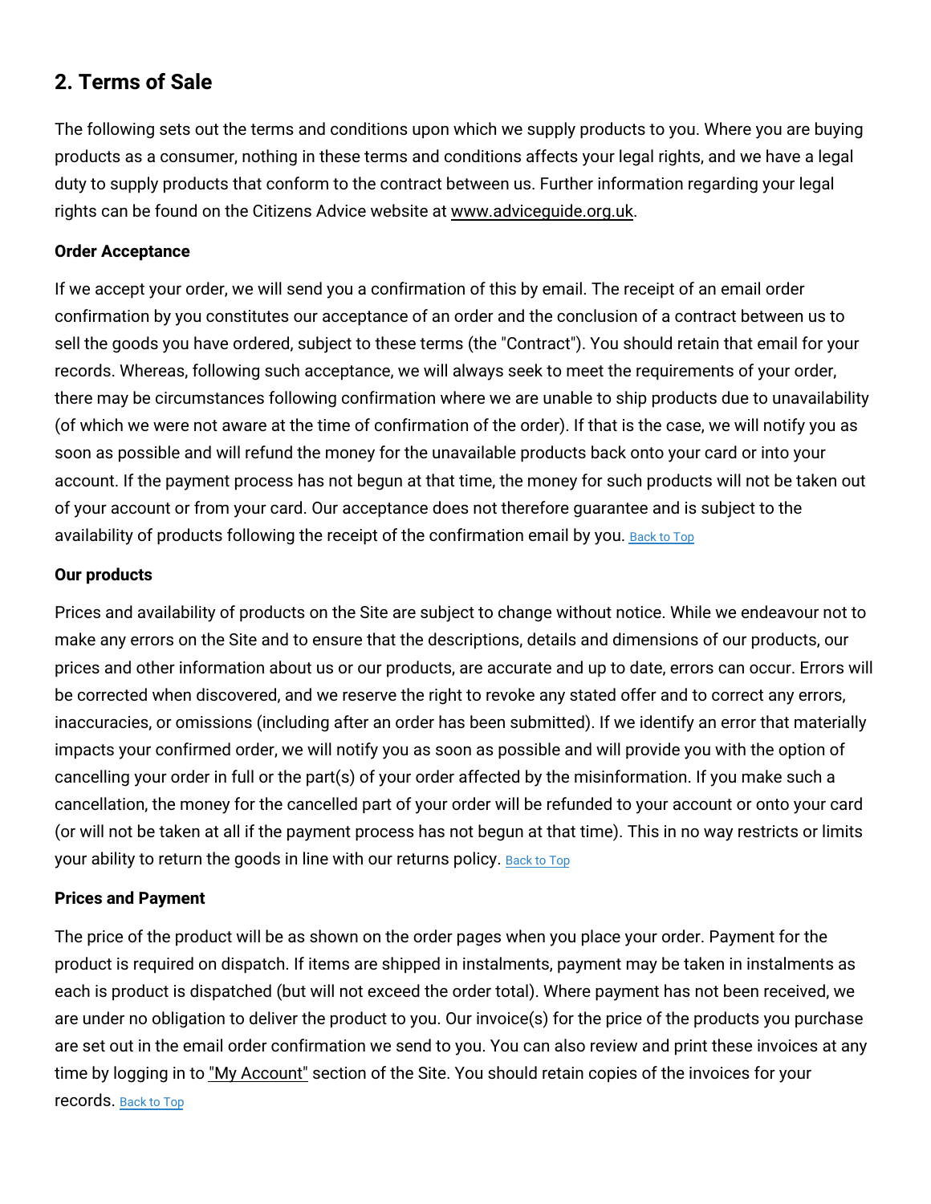## 2. Terms of Sale

The following sets out the terms and conditions upon which we supply products to you. Where you are buying products as a consumer, nothing in these terms and conditions affects your legal rights, and we have a legal duty to supply products that conform to the contract between us. Further information regarding your legal rights can be found on the Citizens Advice website at www.adviceguide.org.uk.

**Order Acceptance**

If we accept your order, we will send you a confirmation of this by email. The receipt of an email order confirmation by you constitutes our acceptance of an order and the conclusion of a contract between us to sell the goods you have ordered, subject to these terms (the "Contract"). You should retain that email for your records. Whereas, following such acceptance, we will always seek to meet the requirements of your order, there may be circumstances following confirmation where we are unable to ship products due to unavailability (of which we were not aware at the time of confirmation of the order). If that is the case, we will notify you as soon as possible and will refund the money for the unavailable products back onto your card or into your account. If the payment process has not begun at that time, the money for such products will not be taken out of your account or from your card. Our acceptance does not therefore guarantee and is subject to the availability of products following the receipt of the confirmation email by you. Back to Top

**Our products**

Prices and availability of products on the Site are subject to change without notice. While we endeavour not to make any errors on the Site and to ensure that the descriptions, details and dimensions of our products, our prices and other information about us or our products, are accurate and up to date, errors can occur. Errors will be corrected when discovered, and we reserve the right to revoke any stated offer and to correct any errors, inaccuracies, or omissions (including after an order has been submitted). If we identify an error that materially impacts your confirmed order, we will notify you as soon as possible and will provide you with the option of cancelling your order in full or the part(s) of your order affected by the misinformation. If you make such a cancellation, the money for the cancelled part of your order will be refunded to your account or onto your card (or will not be taken at all if the payment process has not begun at that time). This in no way restricts or limits your ability to return the goods in line with our returns policy. Back to Top

**Prices and Payment**

The price of the product will be as shown on the order pages when you place your order. Payment for the product is required on dispatch. If items are shipped in instalments, payment may be taken in instalments as each is product is dispatched (but will not exceed the order total). Where payment has not been received, we are under no obligation to deliver the product to you. Our invoice(s) for the price of the products you purchase are set out in the email order confirmation we send to you. You can also review and print these invoices at any time by logging in to "My Account" section of the Site. You should retain copies of the invoices for your records. Back to Top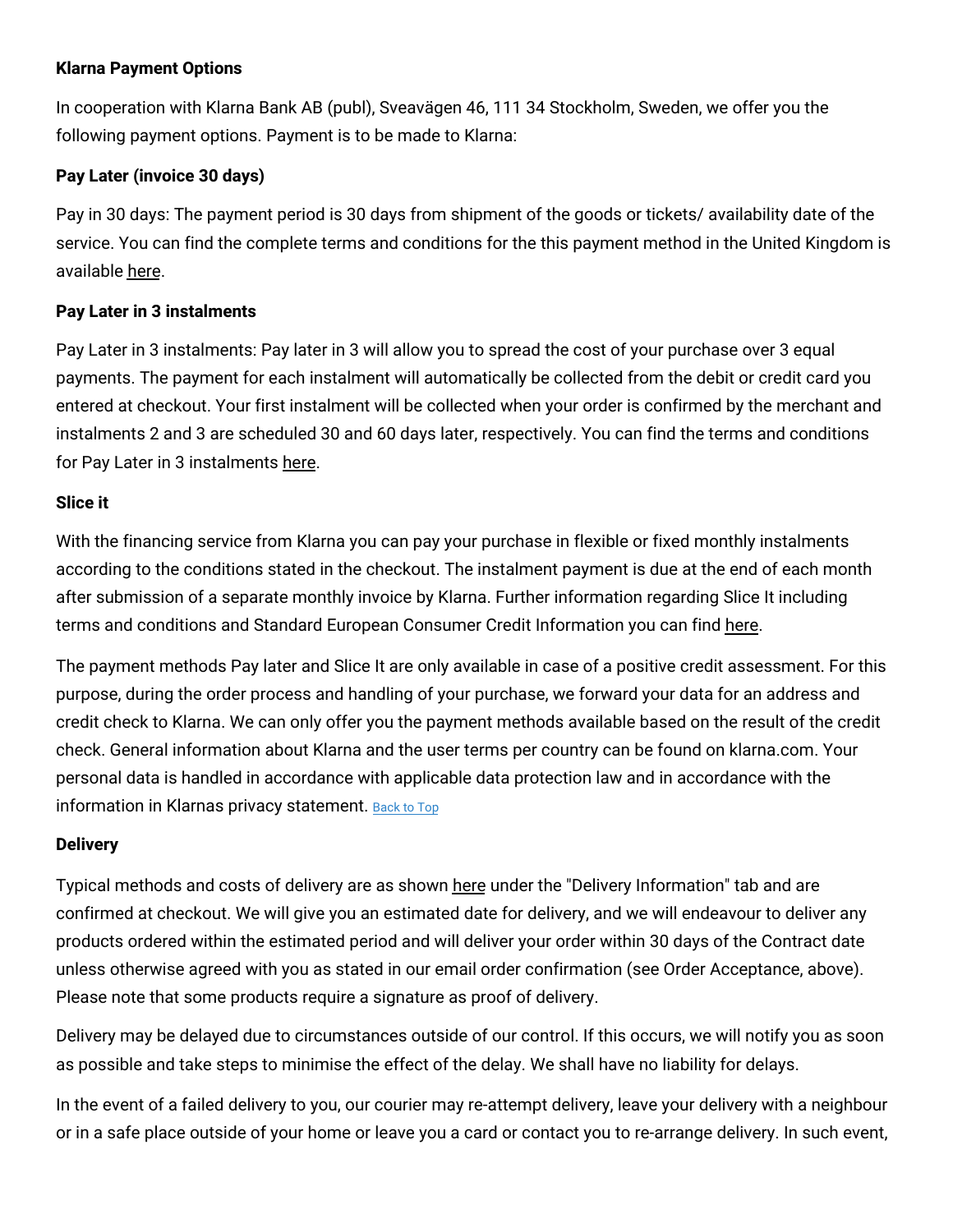**Klarna Payment Options**

In cooperation with Klarna Bank AB (publ), Sveavägen 46, 111 34 Stockholm, Sweden, we offer you the following payment options. Payment is to be made to Klarna:

**Pay Later (invoice 30 days)**

Pay in 30 days: The payment period is 30 days from shipment of the goods or tickets/ availability date of the service. You can find the complete terms and conditions for the this payment method in the United Kingdom is available here.

**Pay Later in 3 instalments**

Pay Later in 3 instalments: Pay later in 3 will allow you to spread the cost of your purchase over 3 equal payments. The payment for each instalment will automatically be collected from the debit or credit card you entered at checkout. Your first instalment will be collected when your order is confirmed by the merchant and instalments 2 and 3 are scheduled 30 and 60 days later, respectively. You can find the terms and conditions for Pay Later in 3 instalments here.

**Slice it**

With the financing service from Klarna you can pay your purchase in flexible or fixed monthly instalments according to the conditions stated in the checkout. The instalment payment is due at the end of each month after submission of a separate monthly invoice by Klarna. Further information regarding Slice It including terms and conditions and Standard European Consumer Credit Information you can find here.

The payment methods Pay later and Slice It are only available in case of a positive credit assessment. For this purpose, during the order process and handling of your purchase, we forward your data for an address and credit check to Klarna. We can only offer you the payment methods available based on the result of the credit check. General information about Klarna and the user terms per country can be found on klarna.com. Your personal data is handled in accordance with applicable data protection law and in accordance with the information in Klarnas privacy statement. Back to Top

**Delivery**

Typical methods and costs of delivery are as shown here under the "Delivery Information" tab and are confirmed at checkout. We will give you an estimated date for delivery, and we will endeavour to deliver any products ordered within the estimated period and will deliver your order within 30 days of the Contract date unless otherwise agreed with you as stated in our email order confirmation (see Order Acceptance, above). Please note that some products require a signature as proof of delivery.

Delivery may be delayed due to circumstances outside of our control. If this occurs, we will notify you as soon as possible and take steps to minimise the effect of the delay. We shall have no liability for delays.

In the event of a failed delivery to you, our courier may re-attempt delivery, leave your delivery with a neighbour or in a safe place outside of your home or leave you a card or contact you to re-arrange delivery. In such event,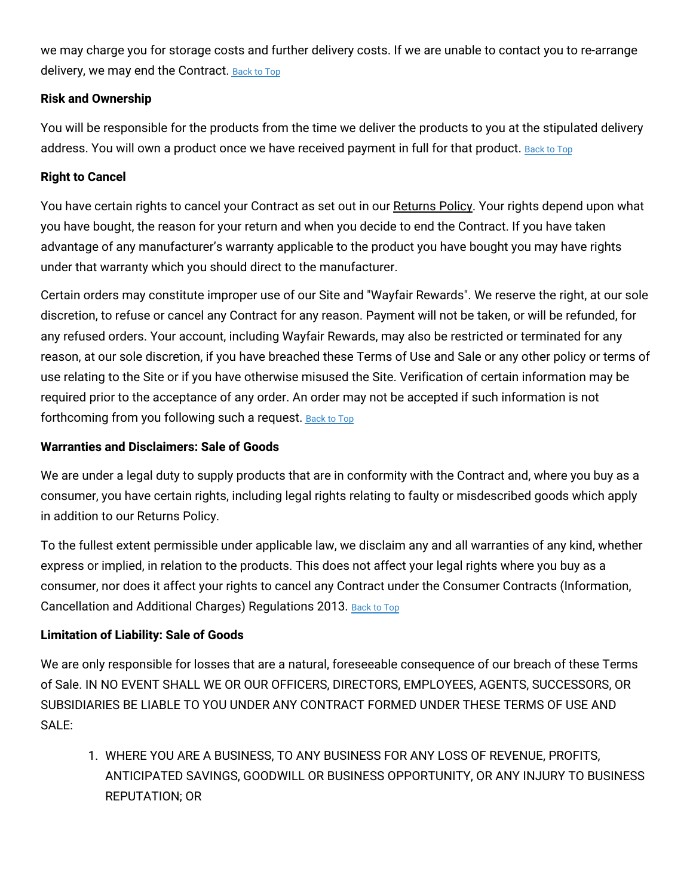we may charge you for storage costs and further delivery costs. If we are unable to contact you to re-arrange delivery, we may end the Contract. Back to Top

**Risk and Ownership**

You will be responsible for the products from the time we deliver the products to you at the stipulated delivery address. You will own a product once we have received payment in full for that product. Back to Top

**Right to Cancel**

You have certain rights to cancel your Contract as set out in our Returns Policy. Your rights depend upon what you have bought, the reason for your return and when you decide to end the Contract. If you have taken advantage of any manufacturer's warranty applicable to the product you have bought you may have rights under that warranty which you should direct to the manufacturer.

Certain orders may constitute improper use of our Site and "Wayfair Rewards". We reserve the right, at our sole discretion, to refuse or cancel any Contract for any reason. Payment will not be taken, or will be refunded, for any refused orders. Your account, including Wayfair Rewards, may also be restricted or terminated for any reason, at our sole discretion, if you have breached these Terms of Use and Sale or any other policy or terms of use relating to the Site or if you have otherwise misused the Site. Verification of certain information may be required prior to the acceptance of any order. An order may not be accepted if such information is not forthcoming from you following such a request. Back to Top

**Warranties and Disclaimers: Sale of Goods**

We are under a legal duty to supply products that are in conformity with the Contract and, where you buy as a consumer, you have certain rights, including legal rights relating to faulty or misdescribed goods which apply in addition to our Returns Policy.

To the fullest extent permissible under applicable law, we disclaim any and all warranties of any kind, whether express or implied, in relation to the products. This does not affect your legal rights where you buy as a consumer, nor does it affect your rights to cancel any Contract under the Consumer Contracts (Information, Cancellation and Additional Charges) Regulations 2013. Back to Top

**Limitation of Liability: Sale of Goods**

We are only responsible for losses that are a natural, foreseeable consequence of our breach of these Terms of Sale. IN NO EVENT SHALL WE OR OUR OFFICERS, DIRECTORS, EMPLOYEES, AGENTS, SUCCESSORS, OR SUBSIDIARIES BE LIABLE TO YOU UNDER ANY CONTRACT FORMED UNDER THESE TERMS OF USE AND SALE:

1. WHERE YOU ARE A BUSINESS, TO ANY BUSINESS FOR ANY LOSS OF REVENUE, PROFITS, ANTICIPATED SAVINGS, GOODWILL OR BUSINESS OPPORTUNITY, OR ANY INJURY TO BUSINESS REPUTATION; OR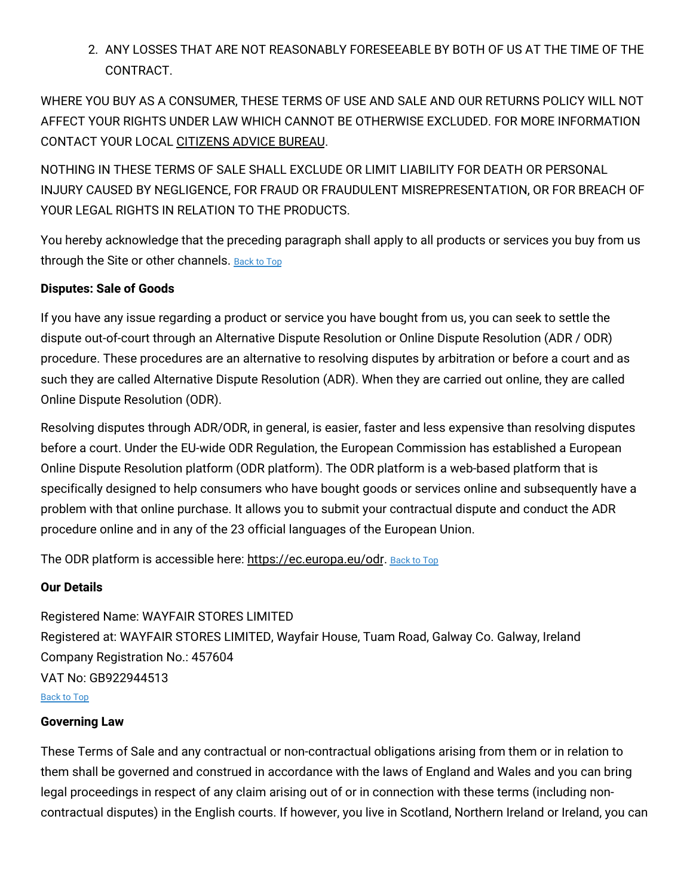2. ANY LOSSES THAT ARE NOT REASONABLY FORESEEABLE BY BOTH OF US AT THE TIME OF THE CONTRACT.

WHERE YOU BUY AS A CONSUMER, THESE TERMS OF USE AND SALE AND OUR RETURNS POLICY WILL NOT AFFECT YOUR RIGHTS UNDER LAW WHICH CANNOT BE OTHERWISE EXCLUDED. FOR MORE INFORMATION CONTACT YOUR LOCAL CITIZENS ADVICE BUREAU.

NOTHING IN THESE TERMS OF SALE SHALL EXCLUDE OR LIMIT LIABILITY FOR DEATH OR PERSONAL INJURY CAUSED BY NEGLIGENCE, FOR FRAUD OR FRAUDULENT MISREPRESENTATION, OR FOR BREACH OF YOUR LEGAL RIGHTS IN RELATION TO THE PRODUCTS.

You hereby acknowledge that the preceding paragraph shall apply to all products or services you buy from us through the Site or other channels. Back to Top

**Disputes: Sale of Goods**

If you have any issue regarding a product or service you have bought from us, you can seek to settle the dispute out-of-court through an Alternative Dispute Resolution or Online Dispute Resolution (ADR / ODR) procedure. These procedures are an alternative to resolving disputes by arbitration or before a court and as such they are called Alternative Dispute Resolution (ADR). When they are carried out online, they are called Online Dispute Resolution (ODR).

Resolving disputes through ADR/ODR, in general, is easier, faster and less expensive than resolving disputes before a court. Under the EU-wide ODR Regulation, the European Commission has established a European Online Dispute Resolution platform (ODR platform). The ODR platform is a web-based platform that is specifically designed to help consumers who have bought goods or services online and subsequently have a problem with that online purchase. It allows you to submit your contractual dispute and conduct the ADR procedure online and in any of the 23 official languages of the European Union.

The ODR platform is accessible here: https://ec.europa.eu/odr. Back to Top

**Our Details**

Registered Name: WAYFAIR STORES LIMITED
Registered at: WAYFAIR STORES LIMITED, Wayfair House, Tuam Road, Galway Co. Galway, Ireland
Company Registration No.: 457604
VAT No: GB922944513
Back to Top

**Governing Law**

These Terms of Sale and any contractual or non-contractual obligations arising from them or in relation to them shall be governed and construed in accordance with the laws of England and Wales and you can bring legal proceedings in respect of any claim arising out of or in connection with these terms (including non-contractual disputes) in the English courts. If however, you live in Scotland, Northern Ireland or Ireland, you can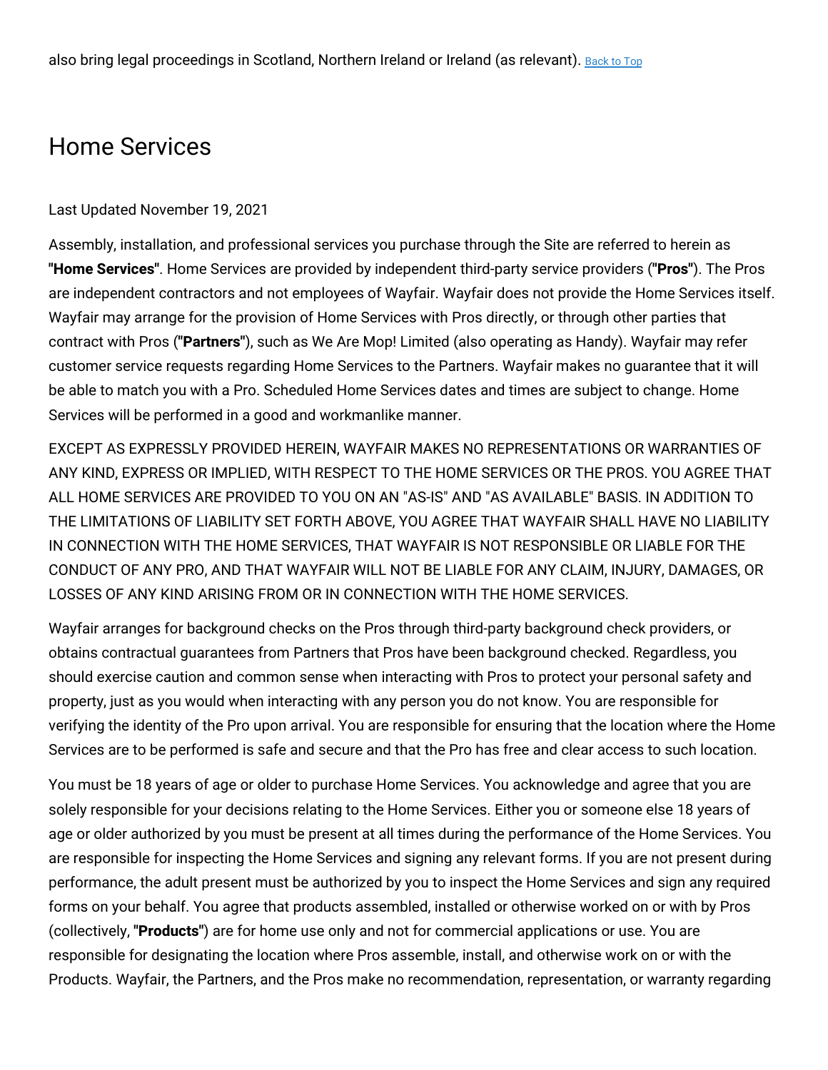also bring legal proceedings in Scotland, Northern Ireland or Ireland (as relevant). Back to Top

## Home Services

Last Updated November 19, 2021

Assembly, installation, and professional services you purchase through the Site are referred to herein as **"Home Services"**. Home Services are provided by independent third-party service providers (**"Pros"**). The Pros are independent contractors and not employees of Wayfair. Wayfair does not provide the Home Services itself. Wayfair may arrange for the provision of Home Services with Pros directly, or through other parties that contract with Pros (**"Partners"**), such as We Are Mop! Limited (also operating as Handy). Wayfair may refer customer service requests regarding Home Services to the Partners. Wayfair makes no guarantee that it will be able to match you with a Pro. Scheduled Home Services dates and times are subject to change. Home Services will be performed in a good and workmanlike manner.

EXCEPT AS EXPRESSLY PROVIDED HEREIN, WAYFAIR MAKES NO REPRESENTATIONS OR WARRANTIES OF ANY KIND, EXPRESS OR IMPLIED, WITH RESPECT TO THE HOME SERVICES OR THE PROS. YOU AGREE THAT ALL HOME SERVICES ARE PROVIDED TO YOU ON AN "AS-IS" AND "AS AVAILABLE" BASIS. IN ADDITION TO THE LIMITATIONS OF LIABILITY SET FORTH ABOVE, YOU AGREE THAT WAYFAIR SHALL HAVE NO LIABILITY IN CONNECTION WITH THE HOME SERVICES, THAT WAYFAIR IS NOT RESPONSIBLE OR LIABLE FOR THE CONDUCT OF ANY PRO, AND THAT WAYFAIR WILL NOT BE LIABLE FOR ANY CLAIM, INJURY, DAMAGES, OR LOSSES OF ANY KIND ARISING FROM OR IN CONNECTION WITH THE HOME SERVICES.

Wayfair arranges for background checks on the Pros through third-party background check providers, or obtains contractual guarantees from Partners that Pros have been background checked. Regardless, you should exercise caution and common sense when interacting with Pros to protect your personal safety and property, just as you would when interacting with any person you do not know. You are responsible for verifying the identity of the Pro upon arrival. You are responsible for ensuring that the location where the Home Services are to be performed is safe and secure and that the Pro has free and clear access to such location.

You must be 18 years of age or older to purchase Home Services. You acknowledge and agree that you are solely responsible for your decisions relating to the Home Services. Either you or someone else 18 years of age or older authorized by you must be present at all times during the performance of the Home Services. You are responsible for inspecting the Home Services and signing any relevant forms. If you are not present during performance, the adult present must be authorized by you to inspect the Home Services and sign any required forms on your behalf. You agree that products assembled, installed or otherwise worked on or with by Pros (collectively, **"Products"**) are for home use only and not for commercial applications or use. You are responsible for designating the location where Pros assemble, install, and otherwise work on or with the Products. Wayfair, the Partners, and the Pros make no recommendation, representation, or warranty regarding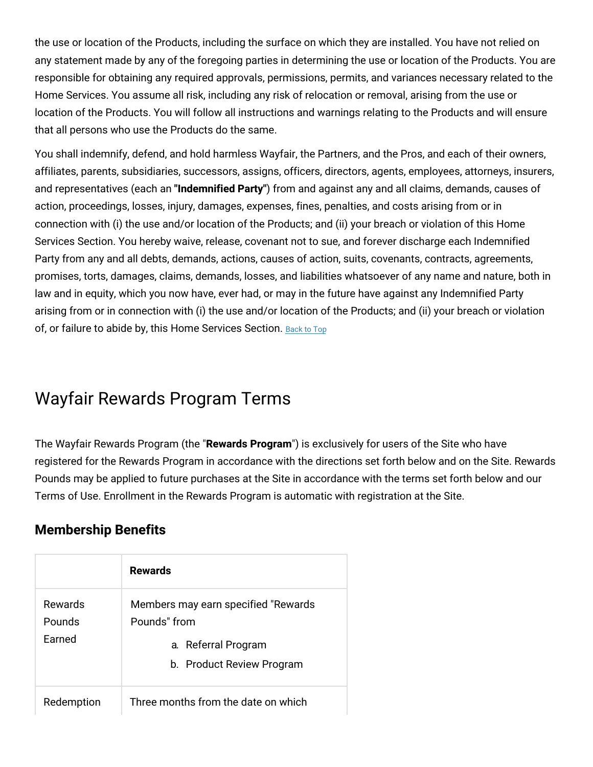the use or location of the Products, including the surface on which they are installed. You have not relied on any statement made by any of the foregoing parties in determining the use or location of the Products. You are responsible for obtaining any required approvals, permissions, permits, and variances necessary related to the Home Services. You assume all risk, including any risk of relocation or removal, arising from the use or location of the Products. You will follow all instructions and warnings relating to the Products and will ensure that all persons who use the Products do the same.

You shall indemnify, defend, and hold harmless Wayfair, the Partners, and the Pros, and each of their owners, affiliates, parents, subsidiaries, successors, assigns, officers, directors, agents, employees, attorneys, insurers, and representatives (each an **"Indemnified Party"**) from and against any and all claims, demands, causes of action, proceedings, losses, injury, damages, expenses, fines, penalties, and costs arising from or in connection with (i) the use and/or location of the Products; and (ii) your breach or violation of this Home Services Section. You hereby waive, release, covenant not to sue, and forever discharge each Indemnified Party from any and all debts, demands, actions, causes of action, suits, covenants, contracts, agreements, promises, torts, damages, claims, demands, losses, and liabilities whatsoever of any name and nature, both in law and in equity, which you now have, ever had, or may in the future have against any Indemnified Party arising from or in connection with (i) the use and/or location of the Products; and (ii) your breach or violation of, or failure to abide by, this Home Services Section. Back to Top

# Wayfair Rewards Program Terms

The Wayfair Rewards Program (the "**Rewards Program**") is exclusively for users of the Site who have registered for the Rewards Program in accordance with the directions set forth below and on the Site. Rewards Pounds may be applied to future purchases at the Site in accordance with the terms set forth below and our Terms of Use. Enrollment in the Rewards Program is automatic with registration at the Site.

## Membership Benefits

| | **Rewards** |
|---|---|
| Rewards Pounds Earned | Members may earn specified "Rewards Pounds" from<br>a. Referral Program<br>b. Product Review Program |
| Redemption | Three months from the date on which |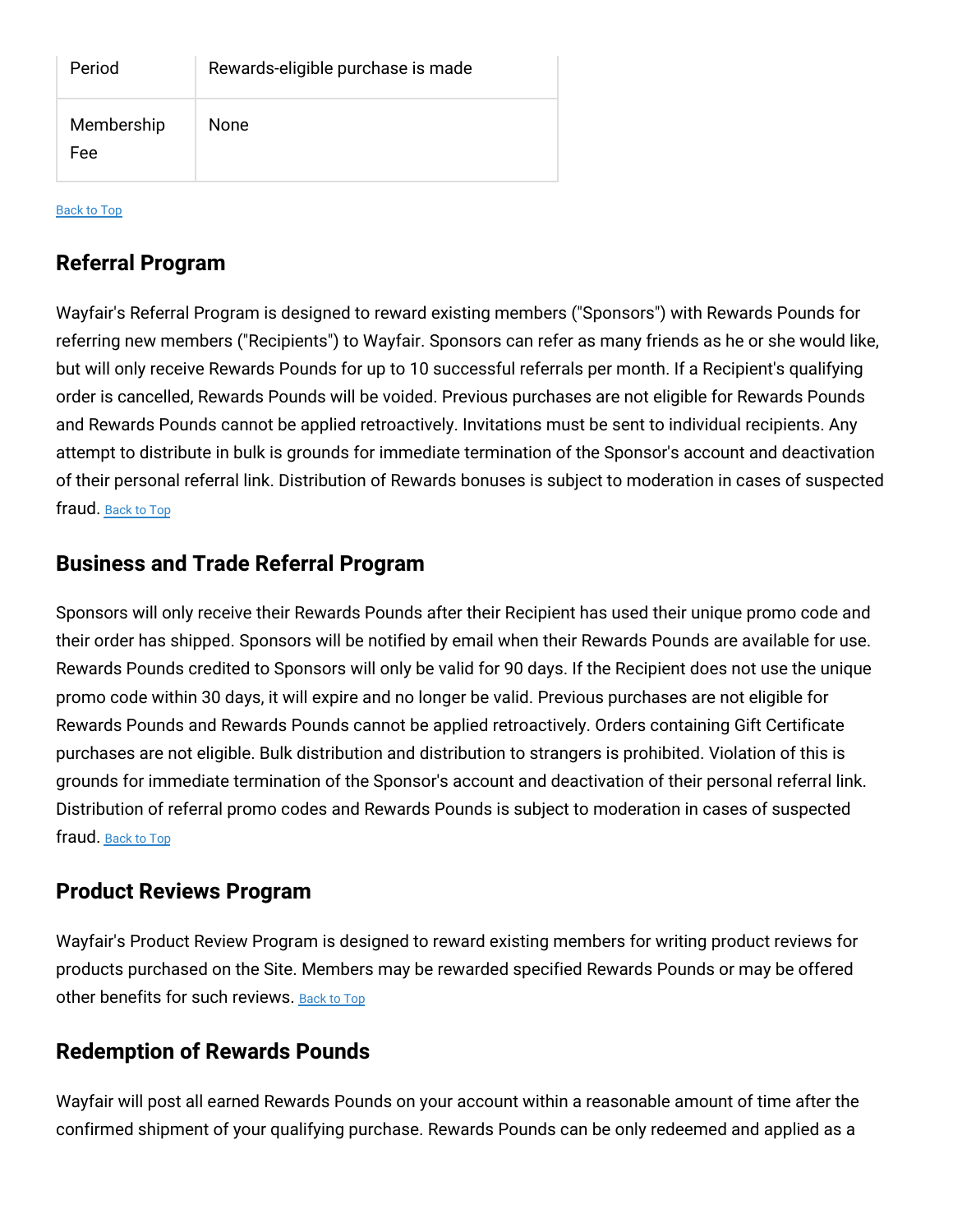| Period | Rewards-eligible purchase is made |
|---|---|
| Membership Fee | None |

Back to Top

## Referral Program

Wayfair's Referral Program is designed to reward existing members ("Sponsors") with Rewards Pounds for referring new members ("Recipients") to Wayfair. Sponsors can refer as many friends as he or she would like, but will only receive Rewards Pounds for up to 10 successful referrals per month. If a Recipient's qualifying order is cancelled, Rewards Pounds will be voided. Previous purchases are not eligible for Rewards Pounds and Rewards Pounds cannot be applied retroactively. Invitations must be sent to individual recipients. Any attempt to distribute in bulk is grounds for immediate termination of the Sponsor's account and deactivation of their personal referral link. Distribution of Rewards bonuses is subject to moderation in cases of suspected fraud. Back to Top

## Business and Trade Referral Program

Sponsors will only receive their Rewards Pounds after their Recipient has used their unique promo code and their order has shipped. Sponsors will be notified by email when their Rewards Pounds are available for use. Rewards Pounds credited to Sponsors will only be valid for 90 days. If the Recipient does not use the unique promo code within 30 days, it will expire and no longer be valid. Previous purchases are not eligible for Rewards Pounds and Rewards Pounds cannot be applied retroactively. Orders containing Gift Certificate purchases are not eligible. Bulk distribution and distribution to strangers is prohibited. Violation of this is grounds for immediate termination of the Sponsor's account and deactivation of their personal referral link. Distribution of referral promo codes and Rewards Pounds is subject to moderation in cases of suspected fraud. Back to Top

## Product Reviews Program

Wayfair's Product Review Program is designed to reward existing members for writing product reviews for products purchased on the Site. Members may be rewarded specified Rewards Pounds or may be offered other benefits for such reviews. Back to Top

## Redemption of Rewards Pounds

Wayfair will post all earned Rewards Pounds on your account within a reasonable amount of time after the confirmed shipment of your qualifying purchase. Rewards Pounds can be only redeemed and applied as a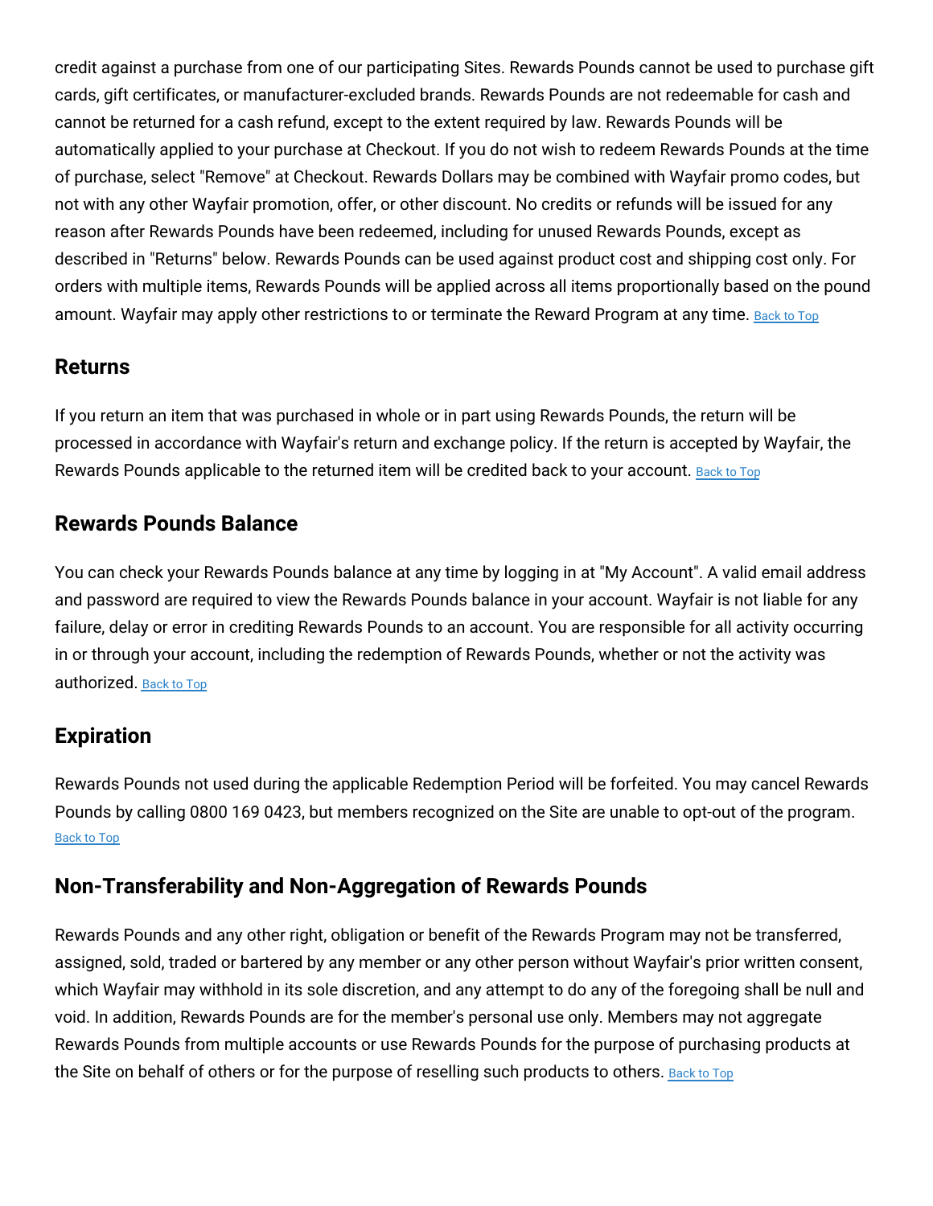credit against a purchase from one of our participating Sites. Rewards Pounds cannot be used to purchase gift cards, gift certificates, or manufacturer-excluded brands. Rewards Pounds are not redeemable for cash and cannot be returned for a cash refund, except to the extent required by law. Rewards Pounds will be automatically applied to your purchase at Checkout. If you do not wish to redeem Rewards Pounds at the time of purchase, select "Remove" at Checkout. Rewards Dollars may be combined with Wayfair promo codes, but not with any other Wayfair promotion, offer, or other discount. No credits or refunds will be issued for any reason after Rewards Pounds have been redeemed, including for unused Rewards Pounds, except as described in "Returns" below. Rewards Pounds can be used against product cost and shipping cost only. For orders with multiple items, Rewards Pounds will be applied across all items proportionally based on the pound amount. Wayfair may apply other restrictions to or terminate the Reward Program at any time. Back to Top

## Returns

If you return an item that was purchased in whole or in part using Rewards Pounds, the return will be processed in accordance with Wayfair's return and exchange policy. If the return is accepted by Wayfair, the Rewards Pounds applicable to the returned item will be credited back to your account. Back to Top

## Rewards Pounds Balance

You can check your Rewards Pounds balance at any time by logging in at "My Account". A valid email address and password are required to view the Rewards Pounds balance in your account. Wayfair is not liable for any failure, delay or error in crediting Rewards Pounds to an account. You are responsible for all activity occurring in or through your account, including the redemption of Rewards Pounds, whether or not the activity was authorized. Back to Top

## Expiration

Rewards Pounds not used during the applicable Redemption Period will be forfeited. You may cancel Rewards Pounds by calling 0800 169 0423, but members recognized on the Site are unable to opt-out of the program. Back to Top

## Non-Transferability and Non-Aggregation of Rewards Pounds

Rewards Pounds and any other right, obligation or benefit of the Rewards Program may not be transferred, assigned, sold, traded or bartered by any member or any other person without Wayfair's prior written consent, which Wayfair may withhold in its sole discretion, and any attempt to do any of the foregoing shall be null and void. In addition, Rewards Pounds are for the member's personal use only. Members may not aggregate Rewards Pounds from multiple accounts or use Rewards Pounds for the purpose of purchasing products at the Site on behalf of others or for the purpose of reselling such products to others. Back to Top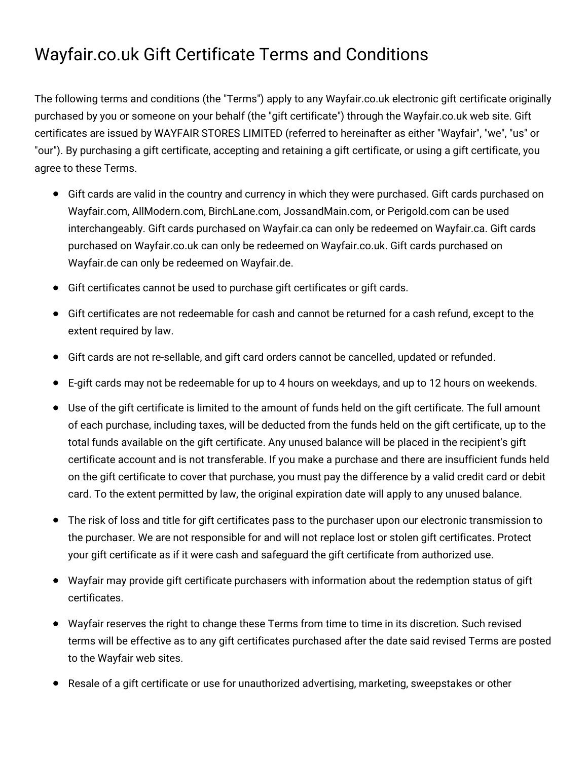# Wayfair.co.uk Gift Certificate Terms and Conditions

The following terms and conditions (the "Terms") apply to any Wayfair.co.uk electronic gift certificate originally purchased by you or someone on your behalf (the "gift certificate") through the Wayfair.co.uk web site. Gift certificates are issued by WAYFAIR STORES LIMITED (referred to hereinafter as either "Wayfair", "we", "us" or "our"). By purchasing a gift certificate, accepting and retaining a gift certificate, or using a gift certificate, you agree to these Terms.

- Gift cards are valid in the country and currency in which they were purchased. Gift cards purchased on Wayfair.com, AllModern.com, BirchLane.com, JossandMain.com, or Perigold.com can be used interchangeably. Gift cards purchased on Wayfair.ca can only be redeemed on Wayfair.ca. Gift cards purchased on Wayfair.co.uk can only be redeemed on Wayfair.co.uk. Gift cards purchased on Wayfair.de can only be redeemed on Wayfair.de.
- Gift certificates cannot be used to purchase gift certificates or gift cards.
- Gift certificates are not redeemable for cash and cannot be returned for a cash refund, except to the extent required by law.
- Gift cards are not re-sellable, and gift card orders cannot be cancelled, updated or refunded.
- E-gift cards may not be redeemable for up to 4 hours on weekdays, and up to 12 hours on weekends.
- Use of the gift certificate is limited to the amount of funds held on the gift certificate. The full amount of each purchase, including taxes, will be deducted from the funds held on the gift certificate, up to the total funds available on the gift certificate. Any unused balance will be placed in the recipient's gift certificate account and is not transferable. If you make a purchase and there are insufficient funds held on the gift certificate to cover that purchase, you must pay the difference by a valid credit card or debit card. To the extent permitted by law, the original expiration date will apply to any unused balance.
- The risk of loss and title for gift certificates pass to the purchaser upon our electronic transmission to the purchaser. We are not responsible for and will not replace lost or stolen gift certificates. Protect your gift certificate as if it were cash and safeguard the gift certificate from authorized use.
- Wayfair may provide gift certificate purchasers with information about the redemption status of gift certificates.
- Wayfair reserves the right to change these Terms from time to time in its discretion. Such revised terms will be effective as to any gift certificates purchased after the date said revised Terms are posted to the Wayfair web sites.
- Resale of a gift certificate or use for unauthorized advertising, marketing, sweepstakes or other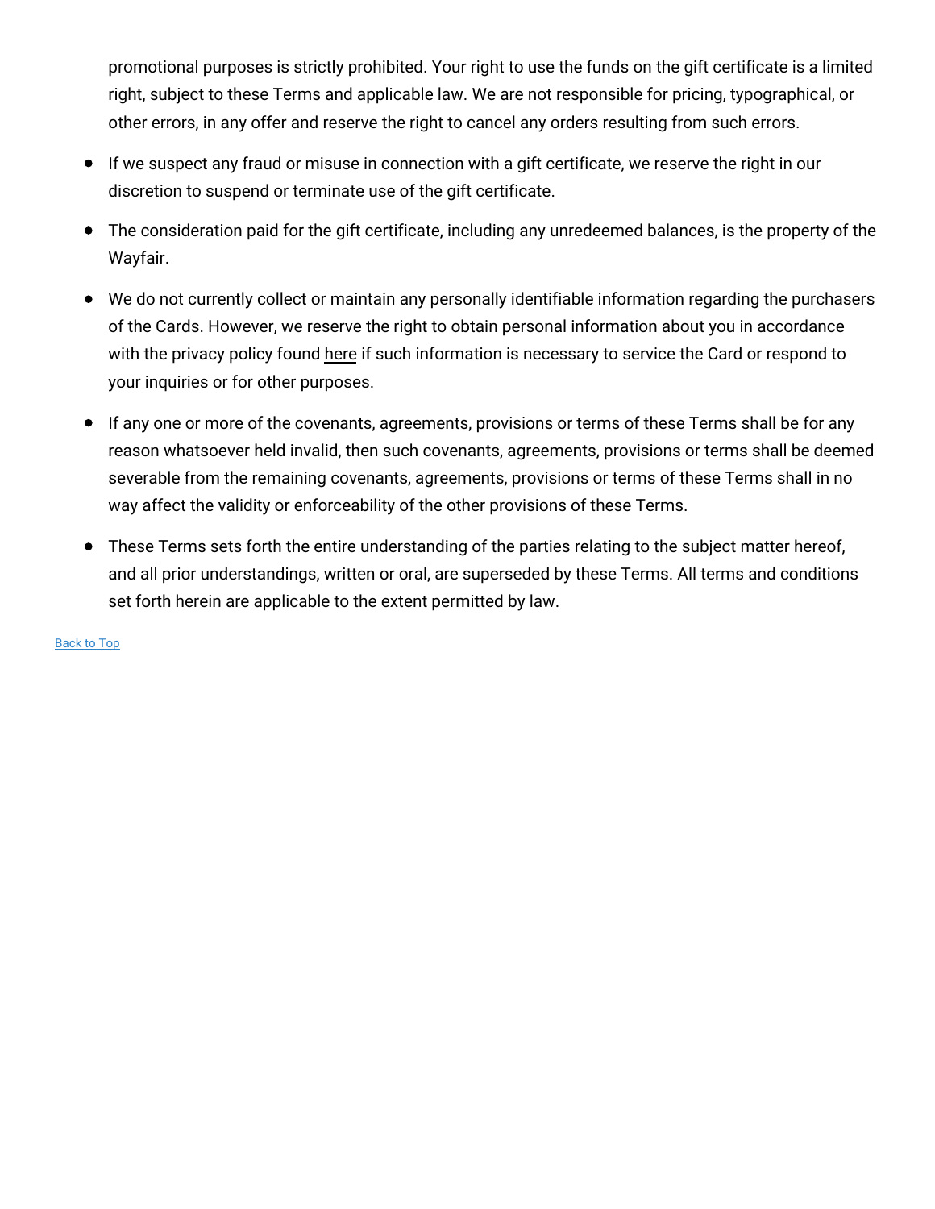promotional purposes is strictly prohibited. Your right to use the funds on the gift certificate is a limited right, subject to these Terms and applicable law. We are not responsible for pricing, typographical, or other errors, in any offer and reserve the right to cancel any orders resulting from such errors.

- If we suspect any fraud or misuse in connection with a gift certificate, we reserve the right in our discretion to suspend or terminate use of the gift certificate.
- The consideration paid for the gift certificate, including any unredeemed balances, is the property of the Wayfair.
- We do not currently collect or maintain any personally identifiable information regarding the purchasers of the Cards. However, we reserve the right to obtain personal information about you in accordance with the privacy policy found here if such information is necessary to service the Card or respond to your inquiries or for other purposes.
- If any one or more of the covenants, agreements, provisions or terms of these Terms shall be for any reason whatsoever held invalid, then such covenants, agreements, provisions or terms shall be deemed severable from the remaining covenants, agreements, provisions or terms of these Terms shall in no way affect the validity or enforceability of the other provisions of these Terms.
- These Terms sets forth the entire understanding of the parties relating to the subject matter hereof, and all prior understandings, written or oral, are superseded by these Terms. All terms and conditions set forth herein are applicable to the extent permitted by law.

Back to Top